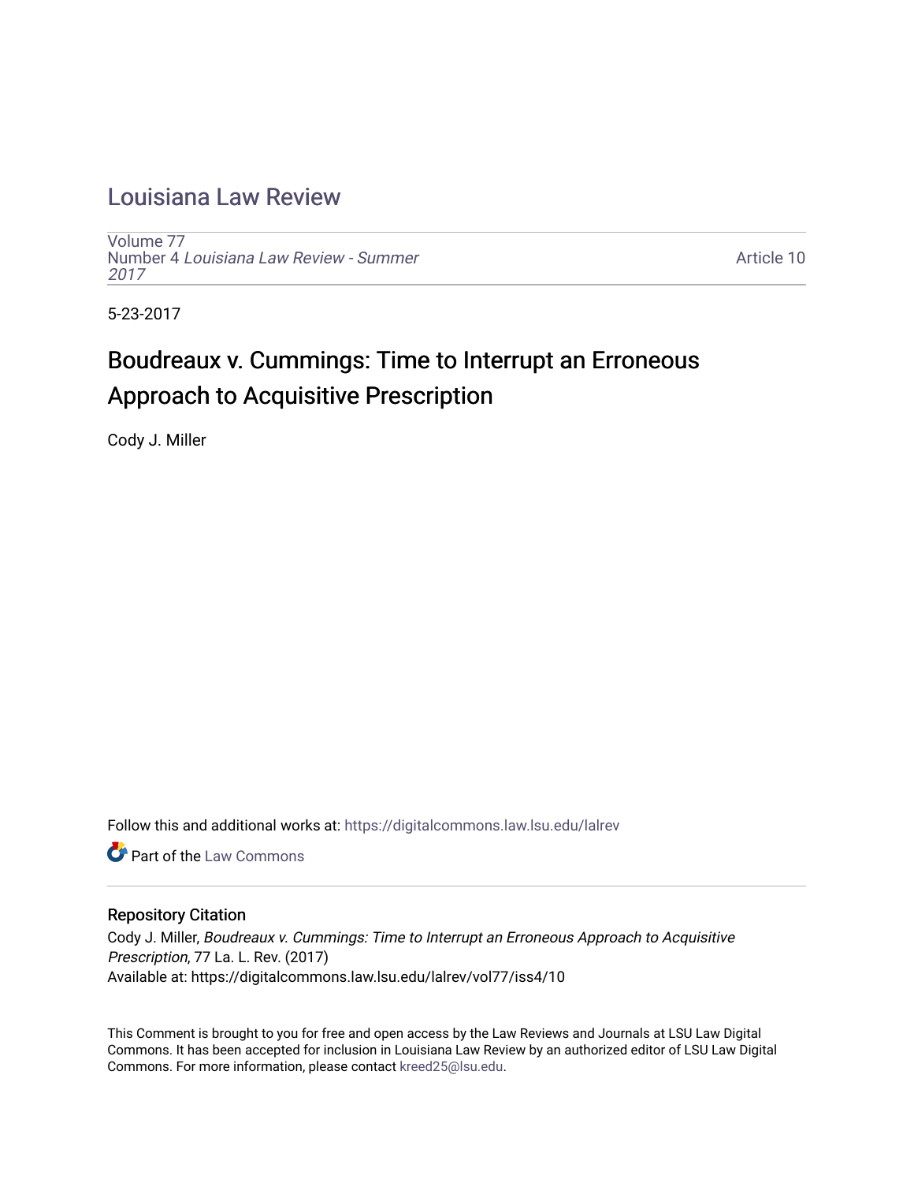# Louisiana Law Review

Volume 77
Number 4 *Louisiana Law Review - Summer 2017*

Article 10

5-23-2017

## Boudreaux v. Cummings: Time to Interrupt an Erroneous Approach to Acquisitive Prescription

Cody J. Miller

Follow this and additional works at: https://digitalcommons.law.lsu.edu/lalrev

Part of the Law Commons

### Repository Citation

Cody J. Miller, *Boudreaux v. Cummings: Time to Interrupt an Erroneous Approach to Acquisitive Prescription*, 77 La. L. Rev. (2017)
Available at: https://digitalcommons.law.lsu.edu/lalrev/vol77/iss4/10

This Comment is brought to you for free and open access by the Law Reviews and Journals at LSU Law Digital Commons. It has been accepted for inclusion in Louisiana Law Review by an authorized editor of LSU Law Digital Commons. For more information, please contact kreed25@lsu.edu.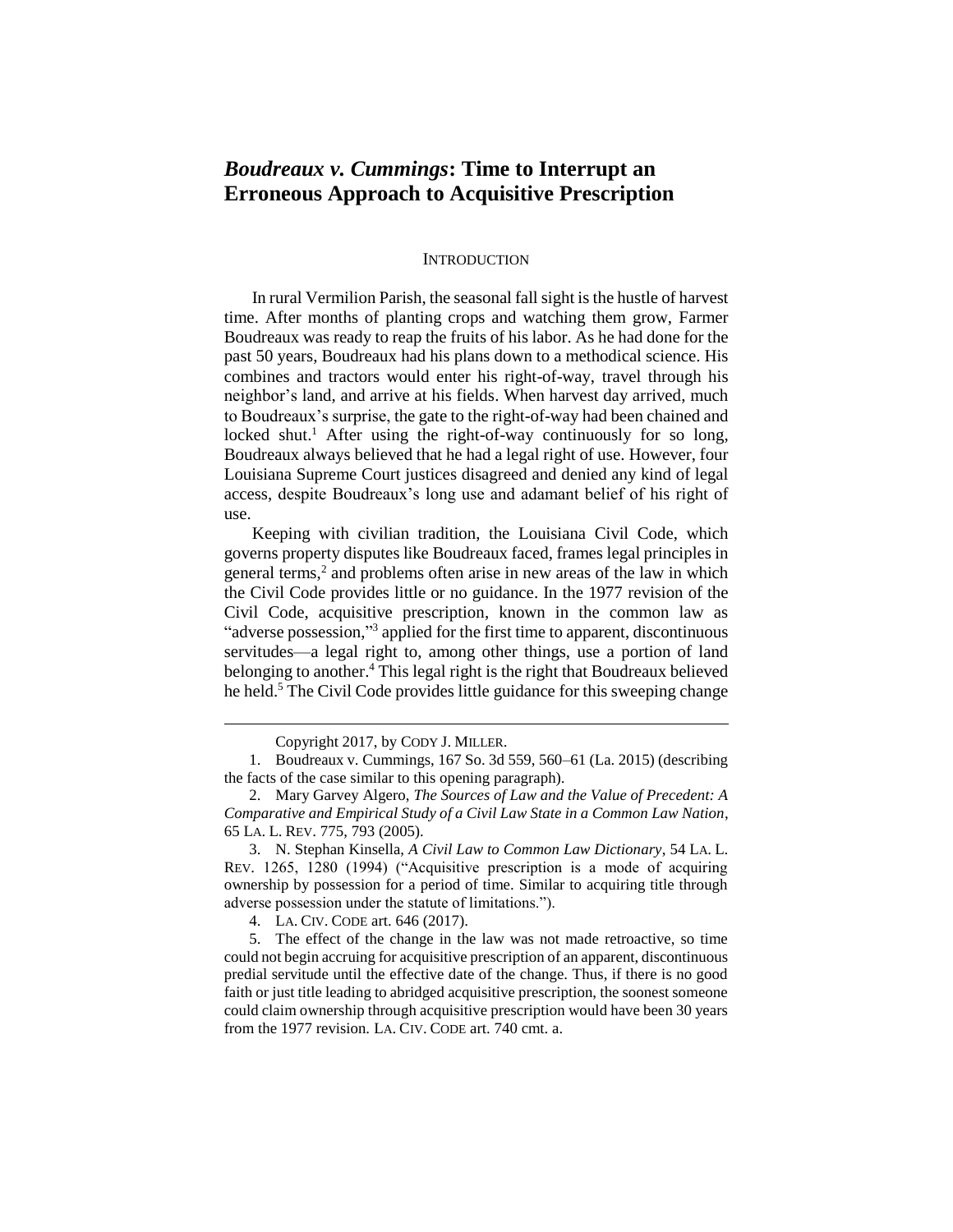# *Boudreaux v. Cummings*: Time to Interrupt an Erroneous Approach to Acquisitive Prescription

## INTRODUCTION

In rural Vermilion Parish, the seasonal fall sight is the hustle of harvest time. After months of planting crops and watching them grow, Farmer Boudreaux was ready to reap the fruits of his labor. As he had done for the past 50 years, Boudreaux had his plans down to a methodical science. His combines and tractors would enter his right-of-way, travel through his neighbor's land, and arrive at his fields. When harvest day arrived, much to Boudreaux's surprise, the gate to the right-of-way had been chained and locked shut.[1] After using the right-of-way continuously for so long, Boudreaux always believed that he had a legal right of use. However, four Louisiana Supreme Court justices disagreed and denied any kind of legal access, despite Boudreaux's long use and adamant belief of his right of use.

Keeping with civilian tradition, the Louisiana Civil Code, which governs property disputes like Boudreaux faced, frames legal principles in general terms,[2] and problems often arise in new areas of the law in which the Civil Code provides little or no guidance. In the 1977 revision of the Civil Code, acquisitive prescription, known in the common law as "adverse possession,"[3] applied for the first time to apparent, discontinuous servitudes—a legal right to, among other things, use a portion of land belonging to another.[4] This legal right is the right that Boudreaux believed he held.[5] The Civil Code provides little guidance for this sweeping change

---

Copyright 2017, by CODY J. MILLER.

1. Boudreaux v. Cummings, 167 So. 3d 559, 560–61 (La. 2015) (describing the facts of the case similar to this opening paragraph).

2. Mary Garvey Algero, *The Sources of Law and the Value of Precedent: A Comparative and Empirical Study of a Civil Law State in a Common Law Nation*, 65 LA. L. REV. 775, 793 (2005).

3. N. Stephan Kinsella, *A Civil Law to Common Law Dictionary*, 54 LA. L. REV. 1265, 1280 (1994) ("Acquisitive prescription is a mode of acquiring ownership by possession for a period of time. Similar to acquiring title through adverse possession under the statute of limitations.").

4. LA. CIV. CODE art. 646 (2017).

5. The effect of the change in the law was not made retroactive, so time could not begin accruing for acquisitive prescription of an apparent, discontinuous predial servitude until the effective date of the change. Thus, if there is no good faith or just title leading to abridged acquisitive prescription, the soonest someone could claim ownership through acquisitive prescription would have been 30 years from the 1977 revision. LA. CIV. CODE art. 740 cmt. a.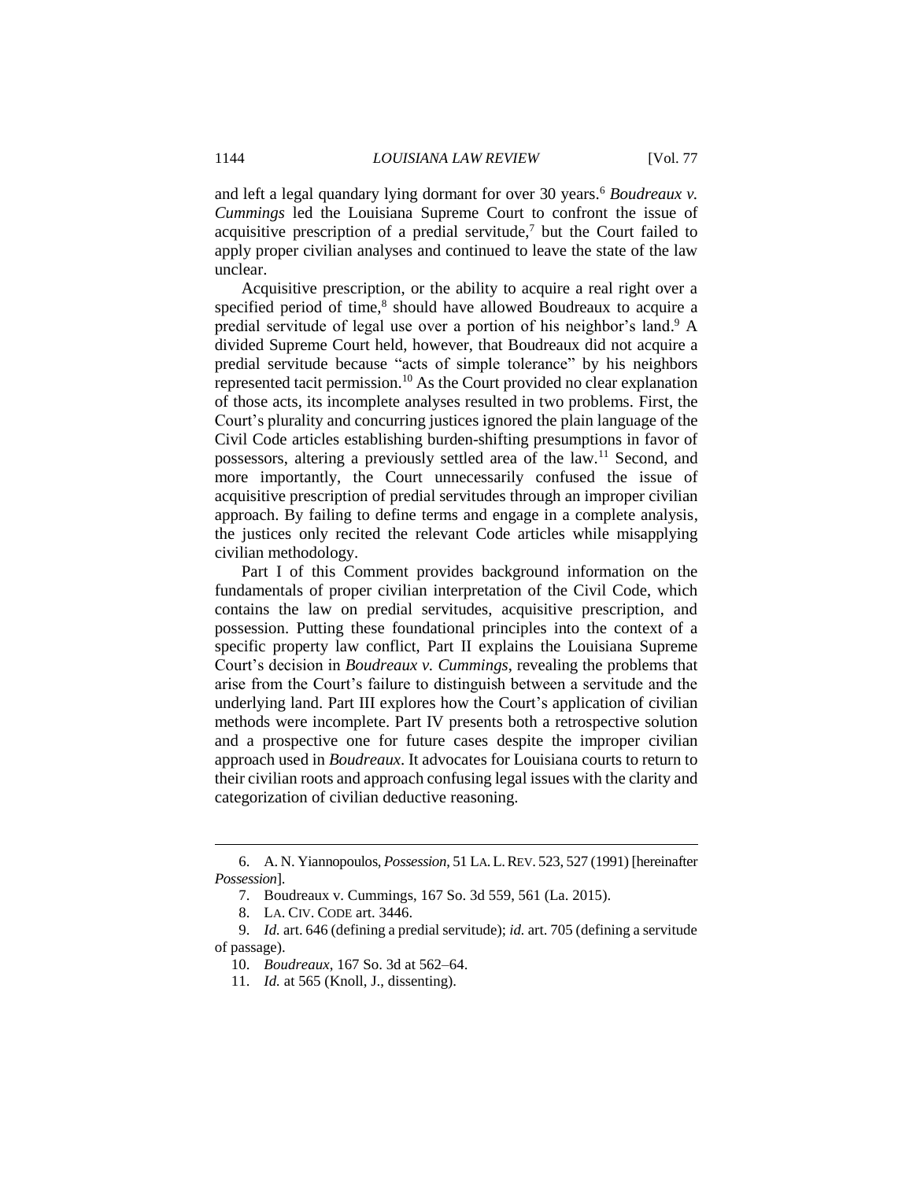and left a legal quandary lying dormant for over 30 years.[6] *Boudreaux v. Cummings* led the Louisiana Supreme Court to confront the issue of acquisitive prescription of a predial servitude,[7] but the Court failed to apply proper civilian analyses and continued to leave the state of the law unclear.

Acquisitive prescription, or the ability to acquire a real right over a specified period of time,[8] should have allowed Boudreaux to acquire a predial servitude of legal use over a portion of his neighbor's land.[9] A divided Supreme Court held, however, that Boudreaux did not acquire a predial servitude because "acts of simple tolerance" by his neighbors represented tacit permission.[10] As the Court provided no clear explanation of those acts, its incomplete analyses resulted in two problems. First, the Court's plurality and concurring justices ignored the plain language of the Civil Code articles establishing burden-shifting presumptions in favor of possessors, altering a previously settled area of the law.[11] Second, and more importantly, the Court unnecessarily confused the issue of acquisitive prescription of predial servitudes through an improper civilian approach. By failing to define terms and engage in a complete analysis, the justices only recited the relevant Code articles while misapplying civilian methodology.

Part I of this Comment provides background information on the fundamentals of proper civilian interpretation of the Civil Code, which contains the law on predial servitudes, acquisitive prescription, and possession. Putting these foundational principles into the context of a specific property law conflict, Part II explains the Louisiana Supreme Court's decision in *Boudreaux v. Cummings*, revealing the problems that arise from the Court's failure to distinguish between a servitude and the underlying land. Part III explores how the Court's application of civilian methods were incomplete. Part IV presents both a retrospective solution and a prospective one for future cases despite the improper civilian approach used in *Boudreaux*. It advocates for Louisiana courts to return to their civilian roots and approach confusing legal issues with the clarity and categorization of civilian deductive reasoning.

---

6. A. N. Yiannopoulos, *Possession*, 51 LA. L. REV. 523, 527 (1991) [hereinafter *Possession*].

7. Boudreaux v. Cummings, 167 So. 3d 559, 561 (La. 2015).

8. LA. CIV. CODE art. 3446.

9. *Id.* art. 646 (defining a predial servitude); *id.* art. 705 (defining a servitude of passage).

10. *Boudreaux*, 167 So. 3d at 562–64.

11. *Id.* at 565 (Knoll, J., dissenting).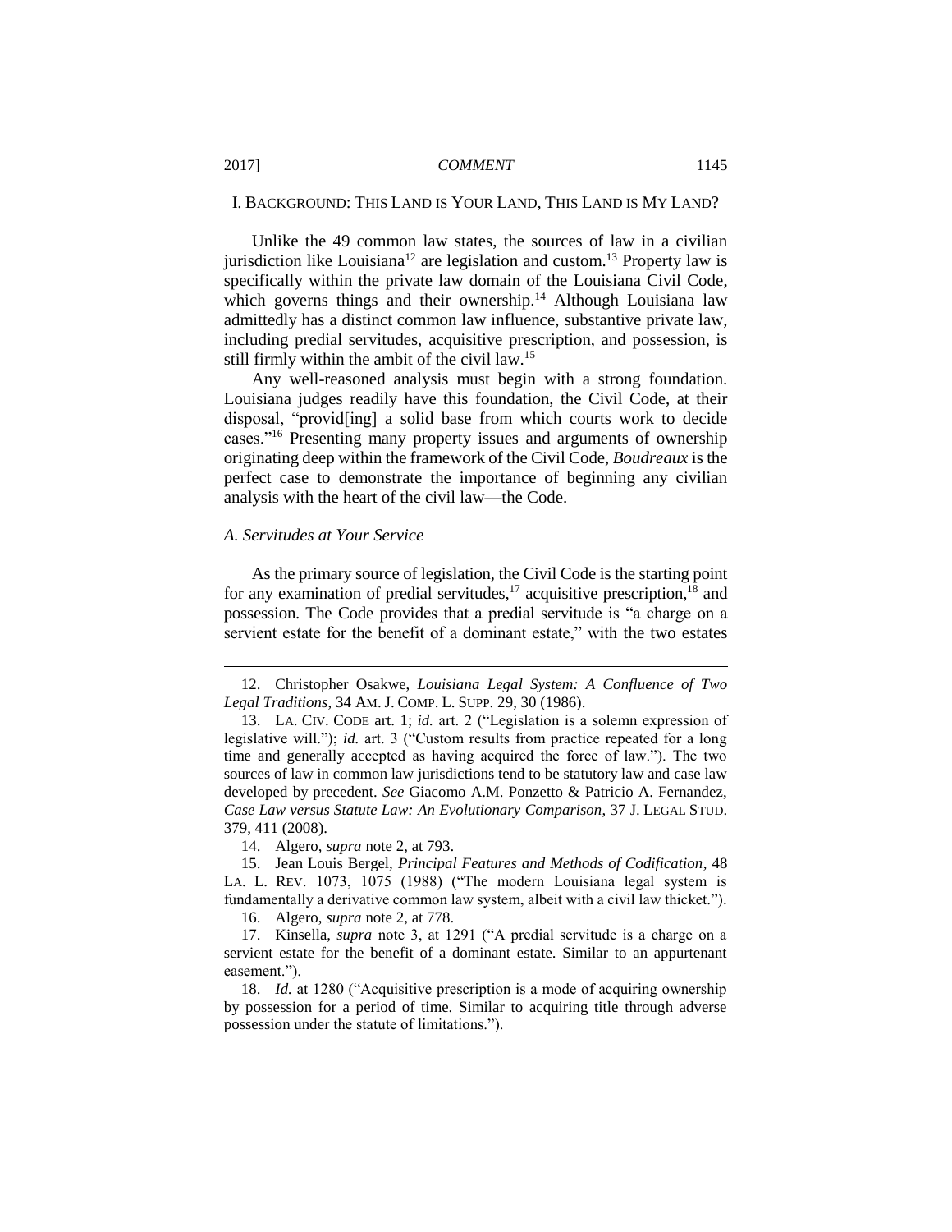## I. BACKGROUND: THIS LAND IS YOUR LAND, THIS LAND IS MY LAND?

Unlike the 49 common law states, the sources of law in a civilian jurisdiction like Louisiana[12] are legislation and custom.[13] Property law is specifically within the private law domain of the Louisiana Civil Code, which governs things and their ownership.[14] Although Louisiana law admittedly has a distinct common law influence, substantive private law, including predial servitudes, acquisitive prescription, and possession, is still firmly within the ambit of the civil law.[15]

Any well-reasoned analysis must begin with a strong foundation. Louisiana judges readily have this foundation, the Civil Code, at their disposal, "provid[ing] a solid base from which courts work to decide cases."[16] Presenting many property issues and arguments of ownership originating deep within the framework of the Civil Code, *Boudreaux* is the perfect case to demonstrate the importance of beginning any civilian analysis with the heart of the civil law—the Code.

### *A. Servitudes at Your Service*

As the primary source of legislation, the Civil Code is the starting point for any examination of predial servitudes,[17] acquisitive prescription,[18] and possession. The Code provides that a predial servitude is "a charge on a servient estate for the benefit of a dominant estate," with the two estates

---

12. Christopher Osakwe, *Louisiana Legal System: A Confluence of Two Legal Traditions*, 34 AM. J. COMP. L. SUPP. 29, 30 (1986).

13. LA. CIV. CODE art. 1; *id.* art. 2 ("Legislation is a solemn expression of legislative will."); *id.* art. 3 ("Custom results from practice repeated for a long time and generally accepted as having acquired the force of law."). The two sources of law in common law jurisdictions tend to be statutory law and case law developed by precedent. *See* Giacomo A.M. Ponzetto & Patricio A. Fernandez, *Case Law versus Statute Law: An Evolutionary Comparison*, 37 J. LEGAL STUD. 379, 411 (2008).

14. Algero, *supra* note 2, at 793.

15. Jean Louis Bergel, *Principal Features and Methods of Codification*, 48 LA. L. REV. 1073, 1075 (1988) ("The modern Louisiana legal system is fundamentally a derivative common law system, albeit with a civil law thicket.").

16. Algero, *supra* note 2, at 778.

17. Kinsella, *supra* note 3, at 1291 ("A predial servitude is a charge on a servient estate for the benefit of a dominant estate. Similar to an appurtenant easement.").

18. *Id.* at 1280 ("Acquisitive prescription is a mode of acquiring ownership by possession for a period of time. Similar to acquiring title through adverse possession under the statute of limitations.").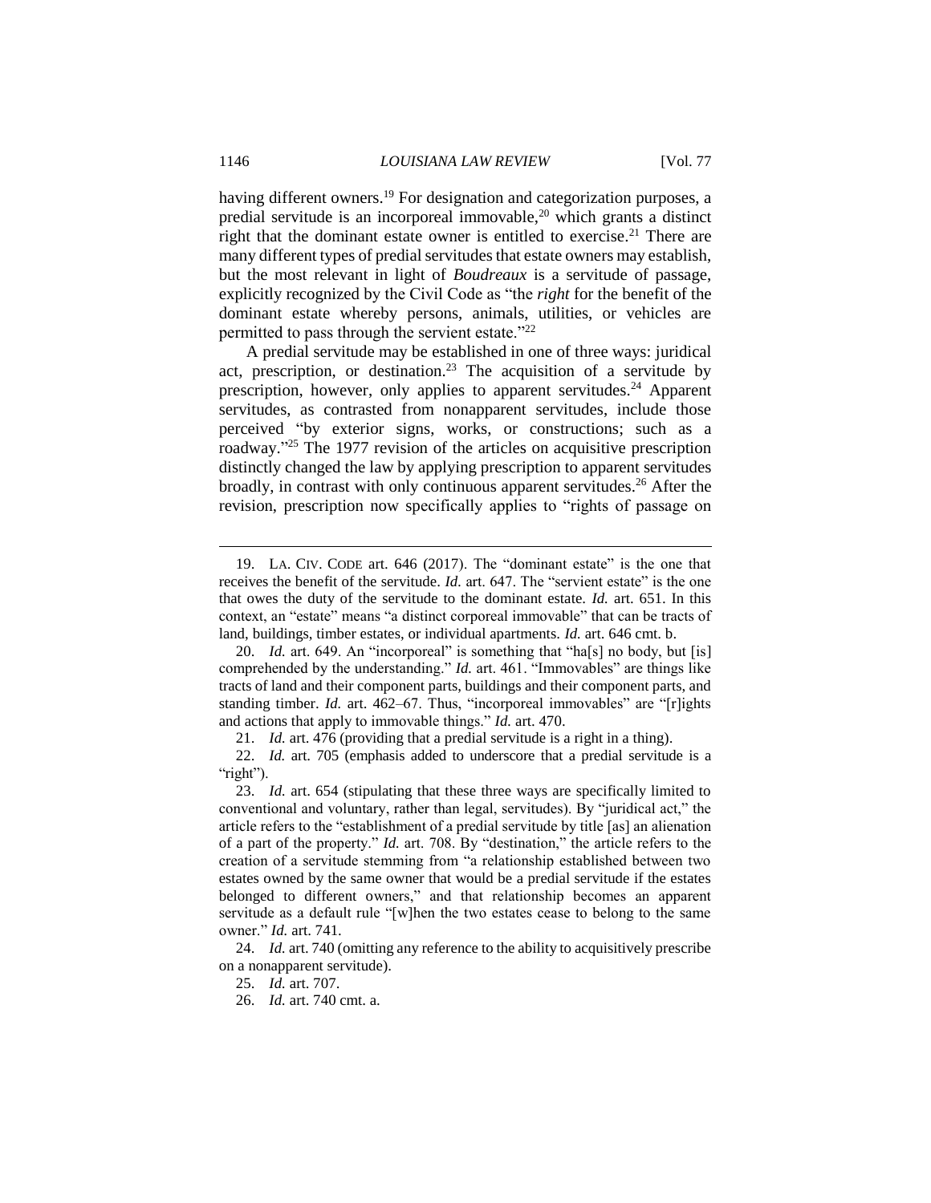having different owners.[19] For designation and categorization purposes, a predial servitude is an incorporeal immovable,[20] which grants a distinct right that the dominant estate owner is entitled to exercise.[21] There are many different types of predial servitudes that estate owners may establish, but the most relevant in light of *Boudreaux* is a servitude of passage, explicitly recognized by the Civil Code as "the *right* for the benefit of the dominant estate whereby persons, animals, utilities, or vehicles are permitted to pass through the servient estate."[22]

A predial servitude may be established in one of three ways: juridical act, prescription, or destination.[23] The acquisition of a servitude by prescription, however, only applies to apparent servitudes.[24] Apparent servitudes, as contrasted from nonapparent servitudes, include those perceived "by exterior signs, works, or constructions; such as a roadway."[25] The 1977 revision of the articles on acquisitive prescription distinctly changed the law by applying prescription to apparent servitudes broadly, in contrast with only continuous apparent servitudes.[26] After the revision, prescription now specifically applies to "rights of passage on

---

19. LA. CIV. CODE art. 646 (2017). The "dominant estate" is the one that receives the benefit of the servitude. *Id.* art. 647. The "servient estate" is the one that owes the duty of the servitude to the dominant estate. *Id.* art. 651. In this context, an "estate" means "a distinct corporeal immovable" that can be tracts of land, buildings, timber estates, or individual apartments. *Id.* art. 646 cmt. b.

20. *Id.* art. 649. An "incorporeal" is something that "ha[s] no body, but [is] comprehended by the understanding." *Id.* art. 461. "Immovables" are things like tracts of land and their component parts, buildings and their component parts, and standing timber. *Id.* art. 462–67. Thus, "incorporeal immovables" are "[r]ights and actions that apply to immovable things." *Id.* art. 470.

21. *Id.* art. 476 (providing that a predial servitude is a right in a thing).

22. *Id.* art. 705 (emphasis added to underscore that a predial servitude is a "right").

23. *Id.* art. 654 (stipulating that these three ways are specifically limited to conventional and voluntary, rather than legal, servitudes). By "juridical act," the article refers to the "establishment of a predial servitude by title [as] an alienation of a part of the property." *Id.* art. 708. By "destination," the article refers to the creation of a servitude stemming from "a relationship established between two estates owned by the same owner that would be a predial servitude if the estates belonged to different owners," and that relationship becomes an apparent servitude as a default rule "[w]hen the two estates cease to belong to the same owner." *Id.* art. 741.

24. *Id.* art. 740 (omitting any reference to the ability to acquisitively prescribe on a nonapparent servitude).

25. *Id.* art. 707.

26. *Id.* art. 740 cmt. a.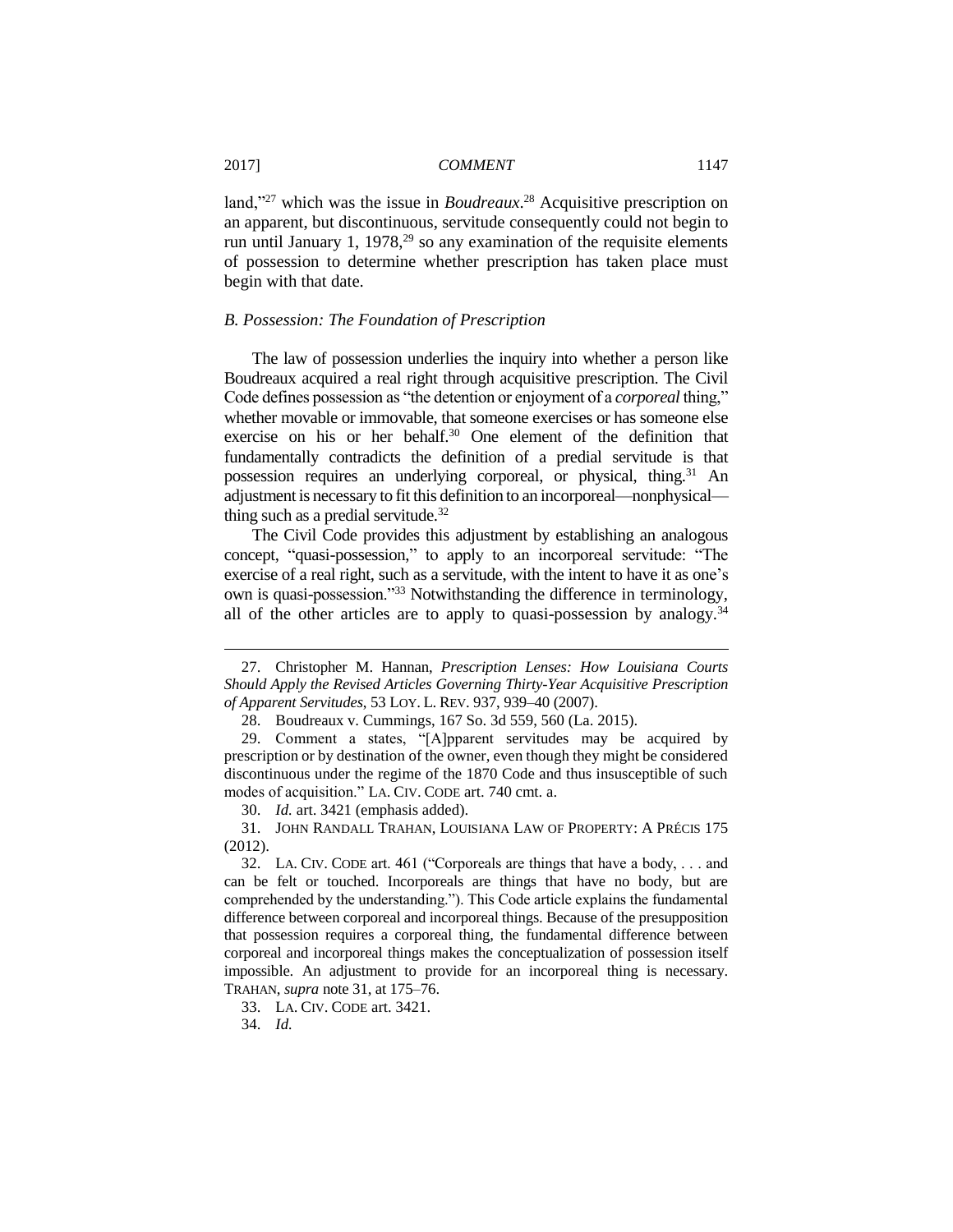land,"[27] which was the issue in *Boudreaux*.[28] Acquisitive prescription on an apparent, but discontinuous, servitude consequently could not begin to run until January 1, 1978,[29] so any examination of the requisite elements of possession to determine whether prescription has taken place must begin with that date.

### *B. Possession: The Foundation of Prescription*

The law of possession underlies the inquiry into whether a person like Boudreaux acquired a real right through acquisitive prescription. The Civil Code defines possession as "the detention or enjoyment of a *corporeal* thing," whether movable or immovable, that someone exercises or has someone else exercise on his or her behalf.[30] One element of the definition that fundamentally contradicts the definition of a predial servitude is that possession requires an underlying corporeal, or physical, thing.[31] An adjustment is necessary to fit this definition to an incorporeal—nonphysical—thing such as a predial servitude.[32]

The Civil Code provides this adjustment by establishing an analogous concept, "quasi-possession," to apply to an incorporeal servitude: "The exercise of a real right, such as a servitude, with the intent to have it as one's own is quasi-possession."[33] Notwithstanding the difference in terminology, all of the other articles are to apply to quasi-possession by analogy.[34]

---

27. Christopher M. Hannan, *Prescription Lenses: How Louisiana Courts Should Apply the Revised Articles Governing Thirty-Year Acquisitive Prescription of Apparent Servitudes*, 53 LOY. L. REV. 937, 939–40 (2007).

28. Boudreaux v. Cummings, 167 So. 3d 559, 560 (La. 2015).

29. Comment a states, "[A]pparent servitudes may be acquired by prescription or by destination of the owner, even though they might be considered discontinuous under the regime of the 1870 Code and thus insusceptible of such modes of acquisition." LA. CIV. CODE art. 740 cmt. a.

30. *Id.* art. 3421 (emphasis added).

31. JOHN RANDALL TRAHAN, LOUISIANA LAW OF PROPERTY: A PRÉCIS 175 (2012).

32. LA. CIV. CODE art. 461 ("Corporeals are things that have a body, . . . and can be felt or touched. Incorporeals are things that have no body, but are comprehended by the understanding."). This Code article explains the fundamental difference between corporeal and incorporeal things. Because of the presupposition that possession requires a corporeal thing, the fundamental difference between corporeal and incorporeal things makes the conceptualization of possession itself impossible. An adjustment to provide for an incorporeal thing is necessary. TRAHAN, *supra* note 31, at 175–76.

33. LA. CIV. CODE art. 3421.

34. *Id.*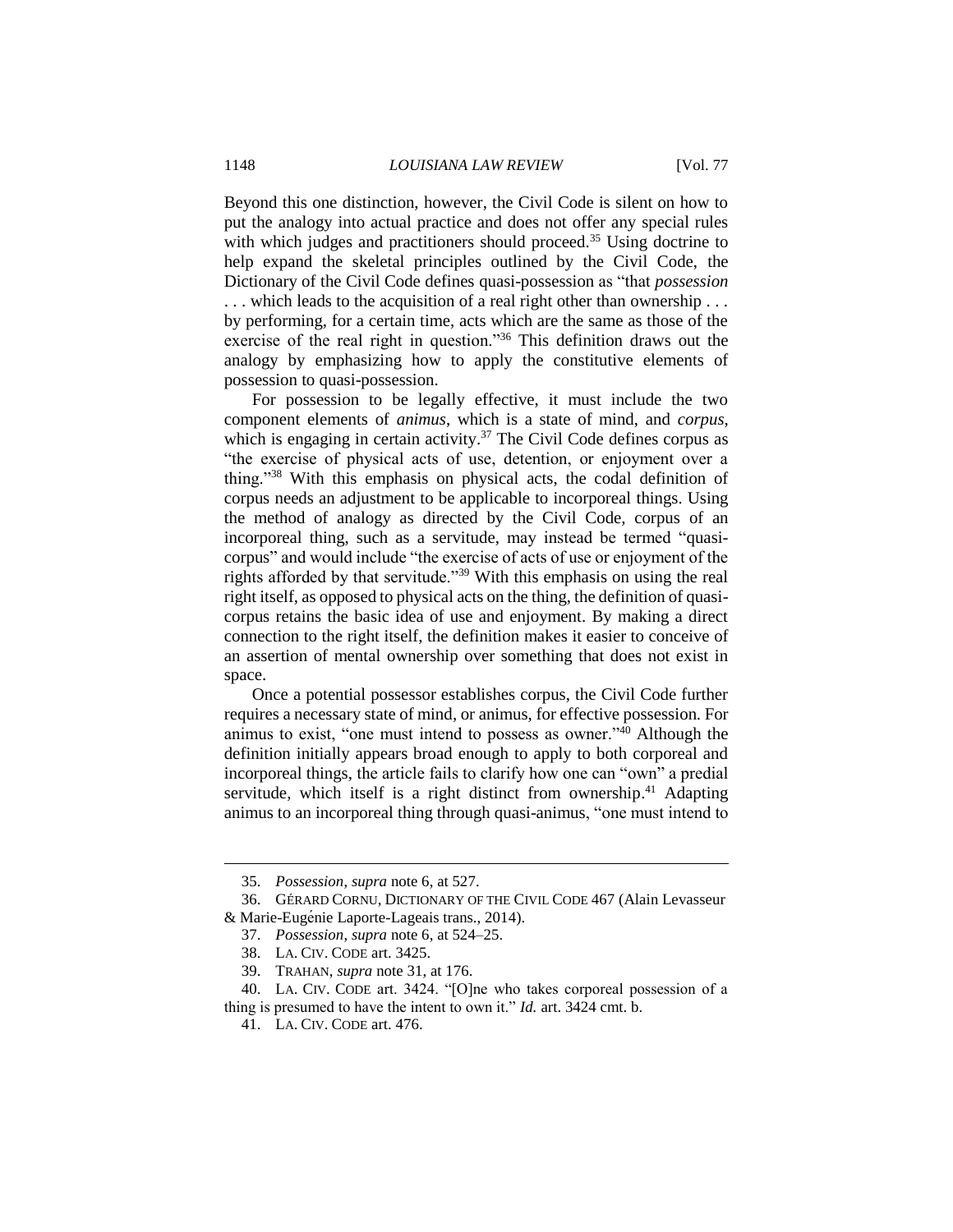Beyond this one distinction, however, the Civil Code is silent on how to put the analogy into actual practice and does not offer any special rules with which judges and practitioners should proceed.[35] Using doctrine to help expand the skeletal principles outlined by the Civil Code, the Dictionary of the Civil Code defines quasi-possession as "that *possession* . . . which leads to the acquisition of a real right other than ownership . . . by performing, for a certain time, acts which are the same as those of the exercise of the real right in question."[36] This definition draws out the analogy by emphasizing how to apply the constitutive elements of possession to quasi-possession.

For possession to be legally effective, it must include the two component elements of *animus*, which is a state of mind, and *corpus*, which is engaging in certain activity.[37] The Civil Code defines corpus as "the exercise of physical acts of use, detention, or enjoyment over a thing."[38] With this emphasis on physical acts, the codal definition of corpus needs an adjustment to be applicable to incorporeal things. Using the method of analogy as directed by the Civil Code, corpus of an incorporeal thing, such as a servitude, may instead be termed "quasi-corpus" and would include "the exercise of acts of use or enjoyment of the rights afforded by that servitude."[39] With this emphasis on using the real right itself, as opposed to physical acts on the thing, the definition of quasi-corpus retains the basic idea of use and enjoyment. By making a direct connection to the right itself, the definition makes it easier to conceive of an assertion of mental ownership over something that does not exist in space.

Once a potential possessor establishes corpus, the Civil Code further requires a necessary state of mind, or animus, for effective possession. For animus to exist, "one must intend to possess as owner."[40] Although the definition initially appears broad enough to apply to both corporeal and incorporeal things, the article fails to clarify how one can "own" a predial servitude, which itself is a right distinct from ownership.[41] Adapting animus to an incorporeal thing through quasi-animus, "one must intend to

---

35. *Possession*, *supra* note 6, at 527.

36. GÉRARD CORNU, DICTIONARY OF THE CIVIL CODE 467 (Alain Levasseur & Marie-Eugénie Laporte-Lageais trans., 2014).

37. *Possession*, *supra* note 6, at 524–25.

38. LA. CIV. CODE art. 3425.

39. TRAHAN, *supra* note 31, at 176.

40. LA. CIV. CODE art. 3424. "[O]ne who takes corporeal possession of a thing is presumed to have the intent to own it." *Id.* art. 3424 cmt. b.

41. LA. CIV. CODE art. 476.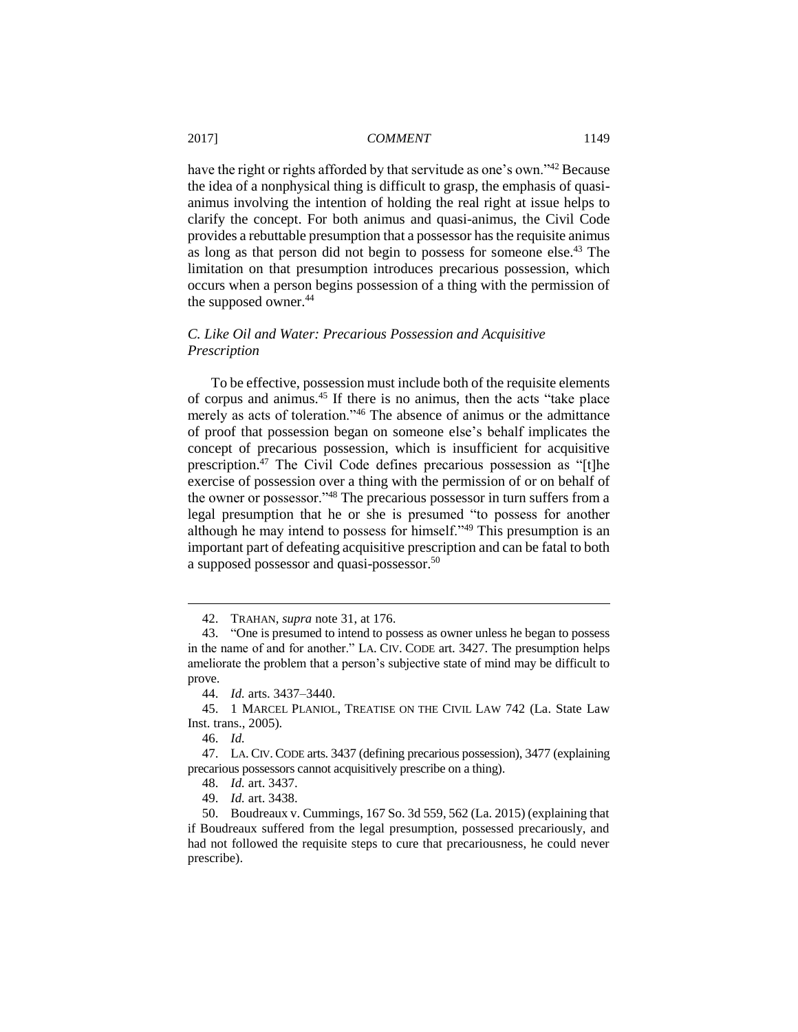have the right or rights afforded by that servitude as one's own."[42] Because the idea of a nonphysical thing is difficult to grasp, the emphasis of quasi-animus involving the intention of holding the real right at issue helps to clarify the concept. For both animus and quasi-animus, the Civil Code provides a rebuttable presumption that a possessor has the requisite animus as long as that person did not begin to possess for someone else.[43] The limitation on that presumption introduces precarious possession, which occurs when a person begins possession of a thing with the permission of the supposed owner.[44]

### *C. Like Oil and Water: Precarious Possession and Acquisitive Prescription*

To be effective, possession must include both of the requisite elements of corpus and animus.[45] If there is no animus, then the acts "take place merely as acts of toleration."[46] The absence of animus or the admittance of proof that possession began on someone else's behalf implicates the concept of precarious possession, which is insufficient for acquisitive prescription.[47] The Civil Code defines precarious possession as "[t]he exercise of possession over a thing with the permission of or on behalf of the owner or possessor."[48] The precarious possessor in turn suffers from a legal presumption that he or she is presumed "to possess for another although he may intend to possess for himself."[49] This presumption is an important part of defeating acquisitive prescription and can be fatal to both a supposed possessor and quasi-possessor.[50]

---

42. TRAHAN, *supra* note 31, at 176.

43. "One is presumed to intend to possess as owner unless he began to possess in the name of and for another." LA. CIV. CODE art. 3427. The presumption helps ameliorate the problem that a person's subjective state of mind may be difficult to prove.

44. *Id.* arts. 3437–3440.

45. 1 MARCEL PLANIOL, TREATISE ON THE CIVIL LAW 742 (La. State Law Inst. trans., 2005).

46. *Id.*

47. LA. CIV. CODE arts. 3437 (defining precarious possession), 3477 (explaining precarious possessors cannot acquisitively prescribe on a thing).

48. *Id.* art. 3437.

49. *Id.* art. 3438.

50. Boudreaux v. Cummings, 167 So. 3d 559, 562 (La. 2015) (explaining that if Boudreaux suffered from the legal presumption, possessed precariously, and had not followed the requisite steps to cure that precariousness, he could never prescribe).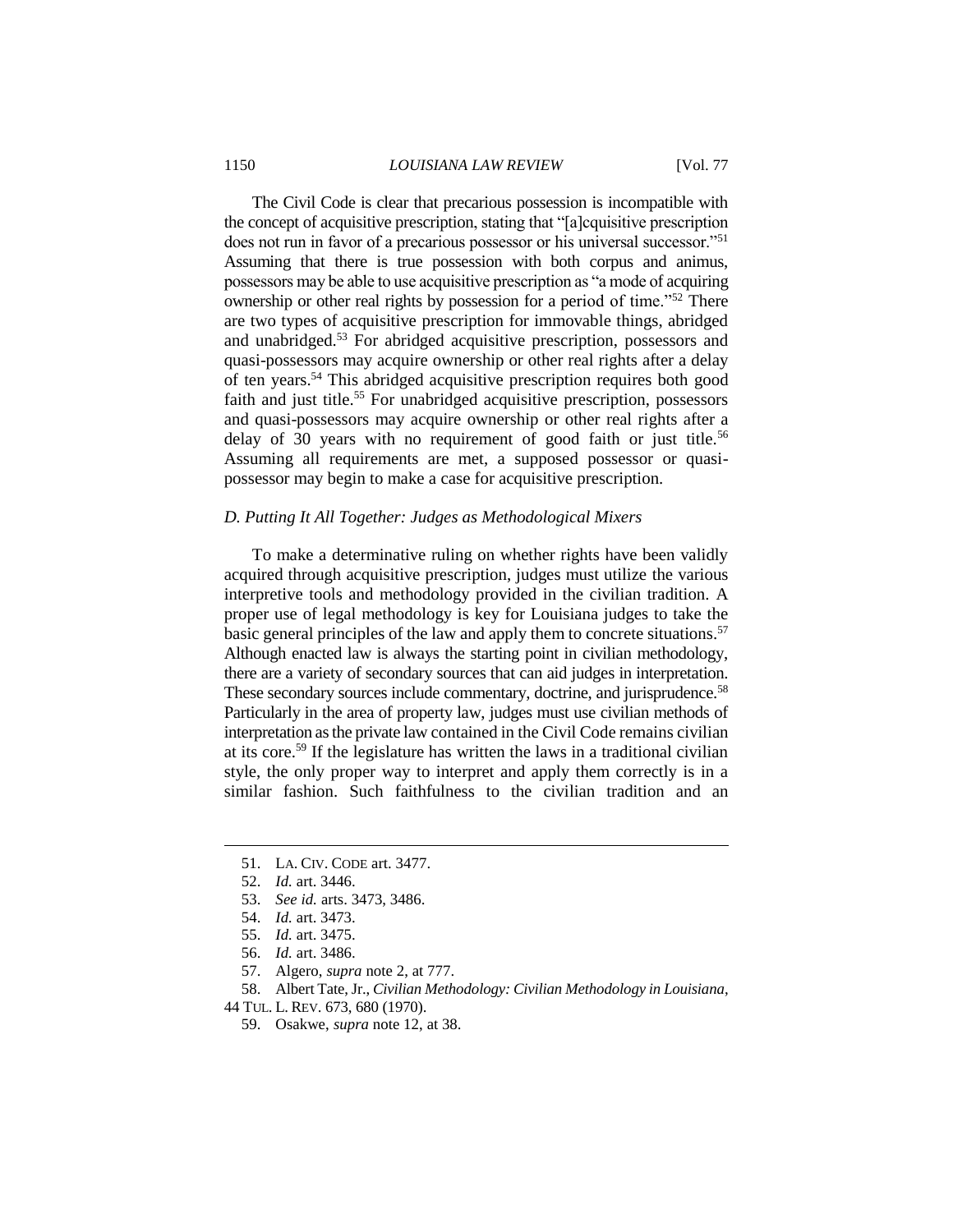The Civil Code is clear that precarious possession is incompatible with the concept of acquisitive prescription, stating that "[a]cquisitive prescription does not run in favor of a precarious possessor or his universal successor."[51] Assuming that there is true possession with both corpus and animus, possessors may be able to use acquisitive prescription as "a mode of acquiring ownership or other real rights by possession for a period of time."[52] There are two types of acquisitive prescription for immovable things, abridged and unabridged.[53] For abridged acquisitive prescription, possessors and quasi-possessors may acquire ownership or other real rights after a delay of ten years.[54] This abridged acquisitive prescription requires both good faith and just title.[55] For unabridged acquisitive prescription, possessors and quasi-possessors may acquire ownership or other real rights after a delay of 30 years with no requirement of good faith or just title.[56] Assuming all requirements are met, a supposed possessor or quasi-possessor may begin to make a case for acquisitive prescription.

### *D. Putting It All Together: Judges as Methodological Mixers*

To make a determinative ruling on whether rights have been validly acquired through acquisitive prescription, judges must utilize the various interpretive tools and methodology provided in the civilian tradition. A proper use of legal methodology is key for Louisiana judges to take the basic general principles of the law and apply them to concrete situations.[57] Although enacted law is always the starting point in civilian methodology, there are a variety of secondary sources that can aid judges in interpretation. These secondary sources include commentary, doctrine, and jurisprudence.[58] Particularly in the area of property law, judges must use civilian methods of interpretation as the private law contained in the Civil Code remains civilian at its core.[59] If the legislature has written the laws in a traditional civilian style, the only proper way to interpret and apply them correctly is in a similar fashion. Such faithfulness to the civilian tradition and an

---

51. LA. CIV. CODE art. 3477.
52. *Id.* art. 3446.
53. *See id.* arts. 3473, 3486.
54. *Id.* art. 3473.
55. *Id.* art. 3475.
56. *Id.* art. 3486.
57. Algero, *supra* note 2, at 777.
58. Albert Tate, Jr., *Civilian Methodology: Civilian Methodology in Louisiana*, 44 TUL. L. REV. 673, 680 (1970).
59. Osakwe, *supra* note 12, at 38.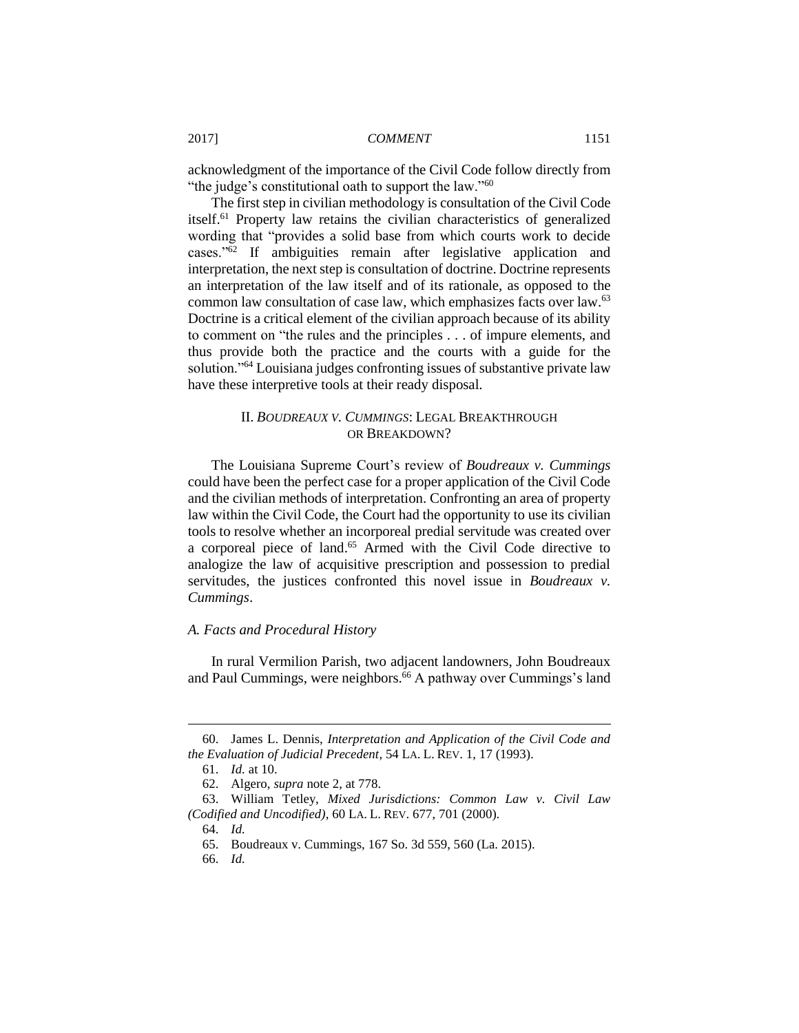acknowledgment of the importance of the Civil Code follow directly from "the judge's constitutional oath to support the law."[60]

The first step in civilian methodology is consultation of the Civil Code itself.[61] Property law retains the civilian characteristics of generalized wording that "provides a solid base from which courts work to decide cases."[62] If ambiguities remain after legislative application and interpretation, the next step is consultation of doctrine. Doctrine represents an interpretation of the law itself and of its rationale, as opposed to the common law consultation of case law, which emphasizes facts over law.[63] Doctrine is a critical element of the civilian approach because of its ability to comment on "the rules and the principles . . . of impure elements, and thus provide both the practice and the courts with a guide for the solution."[64] Louisiana judges confronting issues of substantive private law have these interpretive tools at their ready disposal.

## II. *BOUDREAUX V. CUMMINGS*: LEGAL BREAKTHROUGH OR BREAKDOWN?

The Louisiana Supreme Court's review of *Boudreaux v. Cummings* could have been the perfect case for a proper application of the Civil Code and the civilian methods of interpretation. Confronting an area of property law within the Civil Code, the Court had the opportunity to use its civilian tools to resolve whether an incorporeal predial servitude was created over a corporeal piece of land.[65] Armed with the Civil Code directive to analogize the law of acquisitive prescription and possession to predial servitudes, the justices confronted this novel issue in *Boudreaux v. Cummings*.

### *A. Facts and Procedural History*

In rural Vermilion Parish, two adjacent landowners, John Boudreaux and Paul Cummings, were neighbors.[66] A pathway over Cummings's land

---

60. James L. Dennis, *Interpretation and Application of the Civil Code and the Evaluation of Judicial Precedent*, 54 LA. L. REV. 1, 17 (1993).

61. *Id.* at 10.

62. Algero, *supra* note 2, at 778.

63. William Tetley, *Mixed Jurisdictions: Common Law v. Civil Law (Codified and Uncodified)*, 60 LA. L. REV. 677, 701 (2000).

64. *Id.*

65. Boudreaux v. Cummings, 167 So. 3d 559, 560 (La. 2015).

66. *Id.*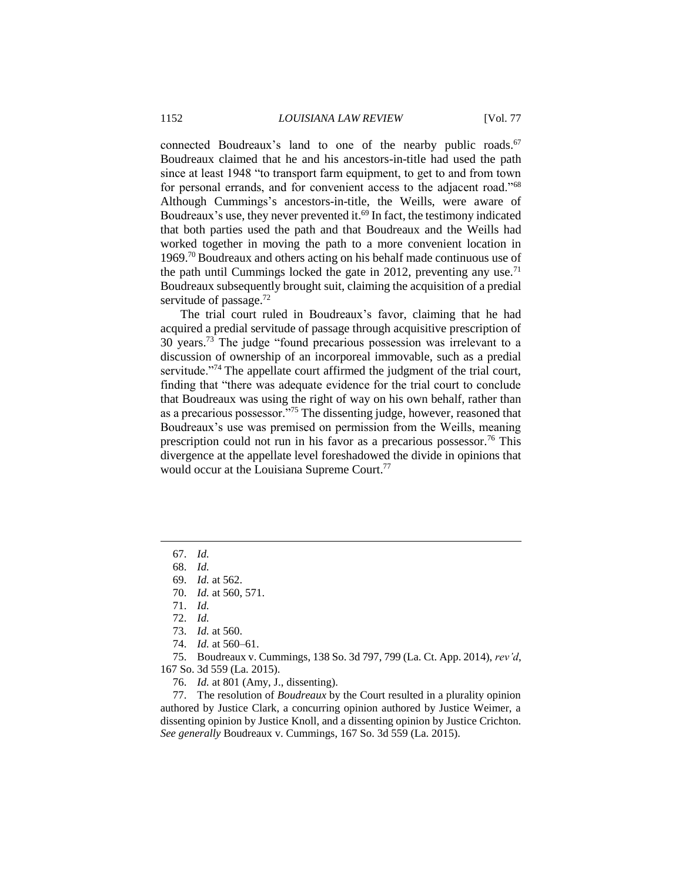connected Boudreaux's land to one of the nearby public roads.[67] Boudreaux claimed that he and his ancestors-in-title had used the path since at least 1948 "to transport farm equipment, to get to and from town for personal errands, and for convenient access to the adjacent road."[68] Although Cummings's ancestors-in-title, the Weills, were aware of Boudreaux's use, they never prevented it.[69] In fact, the testimony indicated that both parties used the path and that Boudreaux and the Weills had worked together in moving the path to a more convenient location in 1969.[70] Boudreaux and others acting on his behalf made continuous use of the path until Cummings locked the gate in 2012, preventing any use.[71] Boudreaux subsequently brought suit, claiming the acquisition of a predial servitude of passage.[72]

The trial court ruled in Boudreaux's favor, claiming that he had acquired a predial servitude of passage through acquisitive prescription of 30 years.[73] The judge "found precarious possession was irrelevant to a discussion of ownership of an incorporeal immovable, such as a predial servitude."[74] The appellate court affirmed the judgment of the trial court, finding that "there was adequate evidence for the trial court to conclude that Boudreaux was using the right of way on his own behalf, rather than as a precarious possessor."[75] The dissenting judge, however, reasoned that Boudreaux's use was premised on permission from the Weills, meaning prescription could not run in his favor as a precarious possessor.[76] This divergence at the appellate level foreshadowed the divide in opinions that would occur at the Louisiana Supreme Court.[77]

---

67. *Id.*

68. *Id.*

69. *Id.* at 562.

70. *Id.* at 560, 571.

71. *Id.*

72. *Id.*

73. *Id.* at 560.

74. *Id.* at 560–61.

75. Boudreaux v. Cummings, 138 So. 3d 797, 799 (La. Ct. App. 2014), *rev'd*, 167 So. 3d 559 (La. 2015).

76. *Id.* at 801 (Amy, J., dissenting).

77. The resolution of *Boudreaux* by the Court resulted in a plurality opinion authored by Justice Clark, a concurring opinion authored by Justice Weimer, a dissenting opinion by Justice Knoll, and a dissenting opinion by Justice Crichton. *See generally* Boudreaux v. Cummings, 167 So. 3d 559 (La. 2015).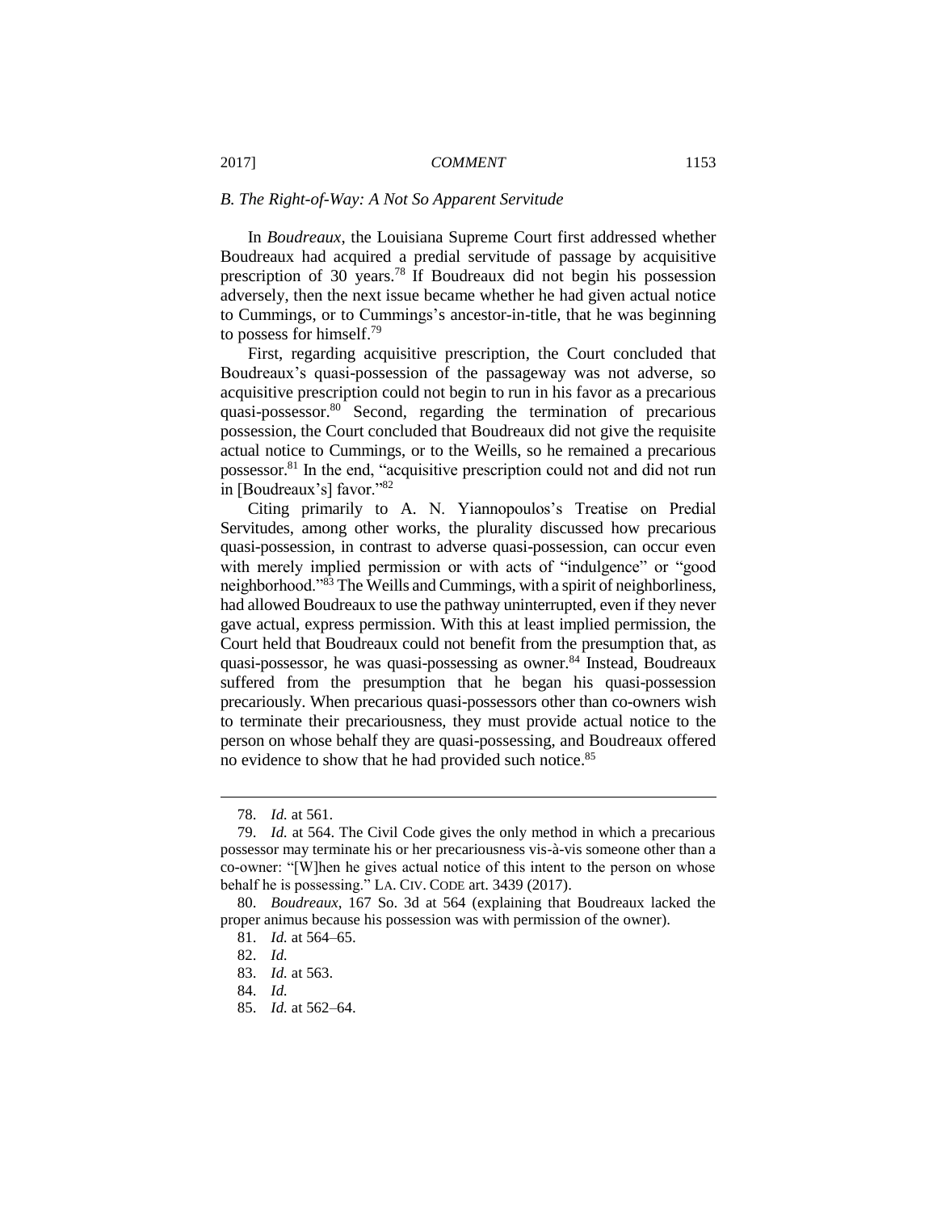### *B. The Right-of-Way: A Not So Apparent Servitude*

In *Boudreaux*, the Louisiana Supreme Court first addressed whether Boudreaux had acquired a predial servitude of passage by acquisitive prescription of 30 years.[78] If Boudreaux did not begin his possession adversely, then the next issue became whether he had given actual notice to Cummings, or to Cummings's ancestor-in-title, that he was beginning to possess for himself.[79]

First, regarding acquisitive prescription, the Court concluded that Boudreaux's quasi-possession of the passageway was not adverse, so acquisitive prescription could not begin to run in his favor as a precarious quasi-possessor.[80] Second, regarding the termination of precarious possession, the Court concluded that Boudreaux did not give the requisite actual notice to Cummings, or to the Weills, so he remained a precarious possessor.[81] In the end, "acquisitive prescription could not and did not run in [Boudreaux's] favor."[82]

Citing primarily to A. N. Yiannopoulos's Treatise on Predial Servitudes, among other works, the plurality discussed how precarious quasi-possession, in contrast to adverse quasi-possession, can occur even with merely implied permission or with acts of "indulgence" or "good neighborhood."[83] The Weills and Cummings, with a spirit of neighborliness, had allowed Boudreaux to use the pathway uninterrupted, even if they never gave actual, express permission. With this at least implied permission, the Court held that Boudreaux could not benefit from the presumption that, as quasi-possessor, he was quasi-possessing as owner.[84] Instead, Boudreaux suffered from the presumption that he began his quasi-possession precariously. When precarious quasi-possessors other than co-owners wish to terminate their precariousness, they must provide actual notice to the person on whose behalf they are quasi-possessing, and Boudreaux offered no evidence to show that he had provided such notice.[85]

---

78. *Id.* at 561.

79. *Id.* at 564. The Civil Code gives the only method in which a precarious possessor may terminate his or her precariousness vis-à-vis someone other than a co-owner: "[W]hen he gives actual notice of this intent to the person on whose behalf he is possessing." LA. CIV. CODE art. 3439 (2017).

80. *Boudreaux*, 167 So. 3d at 564 (explaining that Boudreaux lacked the proper animus because his possession was with permission of the owner).

81. *Id.* at 564–65.

82. *Id.*

83. *Id.* at 563.

84. *Id.*

85. *Id.* at 562–64.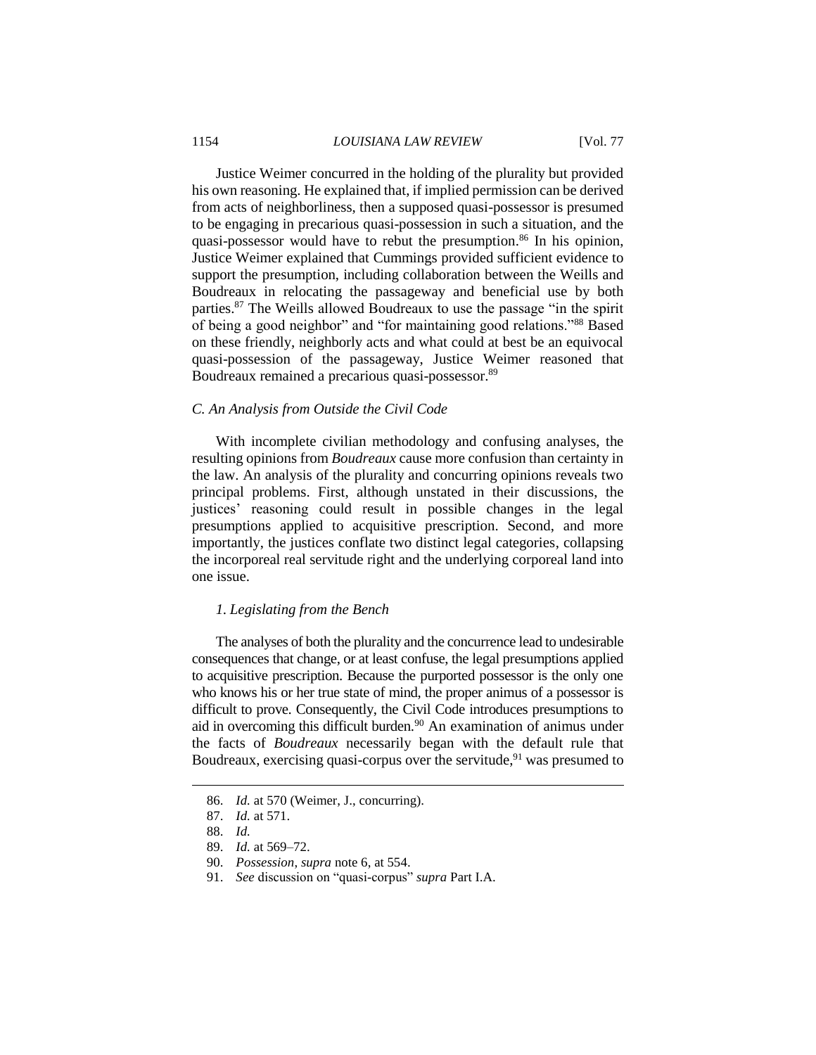Justice Weimer concurred in the holding of the plurality but provided his own reasoning. He explained that, if implied permission can be derived from acts of neighborliness, then a supposed quasi-possessor is presumed to be engaging in precarious quasi-possession in such a situation, and the quasi-possessor would have to rebut the presumption.[86] In his opinion, Justice Weimer explained that Cummings provided sufficient evidence to support the presumption, including collaboration between the Weills and Boudreaux in relocating the passageway and beneficial use by both parties.[87] The Weills allowed Boudreaux to use the passage "in the spirit of being a good neighbor" and "for maintaining good relations."[88] Based on these friendly, neighborly acts and what could at best be an equivocal quasi-possession of the passageway, Justice Weimer reasoned that Boudreaux remained a precarious quasi-possessor.[89]

### *C. An Analysis from Outside the Civil Code*

With incomplete civilian methodology and confusing analyses, the resulting opinions from *Boudreaux* cause more confusion than certainty in the law. An analysis of the plurality and concurring opinions reveals two principal problems. First, although unstated in their discussions, the justices' reasoning could result in possible changes in the legal presumptions applied to acquisitive prescription. Second, and more importantly, the justices conflate two distinct legal categories, collapsing the incorporeal real servitude right and the underlying corporeal land into one issue.

#### *1. Legislating from the Bench*

The analyses of both the plurality and the concurrence lead to undesirable consequences that change, or at least confuse, the legal presumptions applied to acquisitive prescription. Because the purported possessor is the only one who knows his or her true state of mind, the proper animus of a possessor is difficult to prove. Consequently, the Civil Code introduces presumptions to aid in overcoming this difficult burden.[90] An examination of animus under the facts of *Boudreaux* necessarily began with the default rule that Boudreaux, exercising quasi-corpus over the servitude,[91] was presumed to

---

86. *Id.* at 570 (Weimer, J., concurring).

87. *Id.* at 571.

88. *Id.*

89. *Id.* at 569–72.

90. *Possession*, *supra* note 6, at 554.

91. *See* discussion on "quasi-corpus" *supra* Part I.A.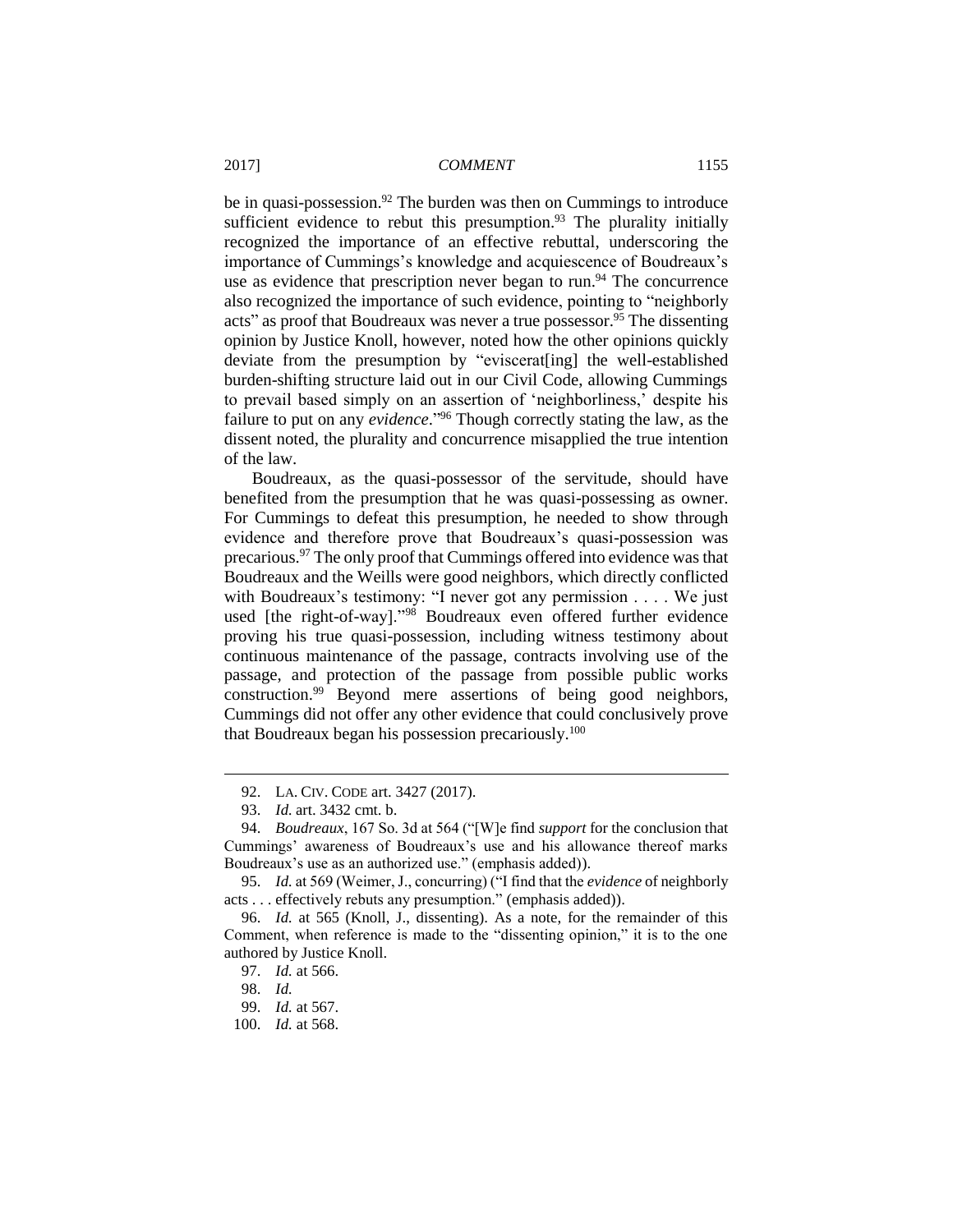be in quasi-possession.[92] The burden was then on Cummings to introduce sufficient evidence to rebut this presumption.[93] The plurality initially recognized the importance of an effective rebuttal, underscoring the importance of Cummings's knowledge and acquiescence of Boudreaux's use as evidence that prescription never began to run.[94] The concurrence also recognized the importance of such evidence, pointing to "neighborly acts" as proof that Boudreaux was never a true possessor.[95] The dissenting opinion by Justice Knoll, however, noted how the other opinions quickly deviate from the presumption by "eviscerat[ing] the well-established burden-shifting structure laid out in our Civil Code, allowing Cummings to prevail based simply on an assertion of 'neighborliness,' despite his failure to put on any *evidence*."[96] Though correctly stating the law, as the dissent noted, the plurality and concurrence misapplied the true intention of the law.

Boudreaux, as the quasi-possessor of the servitude, should have benefited from the presumption that he was quasi-possessing as owner. For Cummings to defeat this presumption, he needed to show through evidence and therefore prove that Boudreaux's quasi-possession was precarious.[97] The only proof that Cummings offered into evidence was that Boudreaux and the Weills were good neighbors, which directly conflicted with Boudreaux's testimony: "I never got any permission . . . . We just used [the right-of-way]."[98] Boudreaux even offered further evidence proving his true quasi-possession, including witness testimony about continuous maintenance of the passage, contracts involving use of the passage, and protection of the passage from possible public works construction.[99] Beyond mere assertions of being good neighbors, Cummings did not offer any other evidence that could conclusively prove that Boudreaux began his possession precariously.[100]

---

92. LA. CIV. CODE art. 3427 (2017).

93. *Id.* art. 3432 cmt. b.

94. *Boudreaux*, 167 So. 3d at 564 ("[W]e find *support* for the conclusion that Cummings' awareness of Boudreaux's use and his allowance thereof marks Boudreaux's use as an authorized use." (emphasis added)).

95. *Id.* at 569 (Weimer, J., concurring) ("I find that the *evidence* of neighborly acts . . . effectively rebuts any presumption." (emphasis added)).

96. *Id.* at 565 (Knoll, J., dissenting). As a note, for the remainder of this Comment, when reference is made to the "dissenting opinion," it is to the one authored by Justice Knoll.

97. *Id.* at 566.

98. *Id.*

99. *Id.* at 567.

100. *Id.* at 568.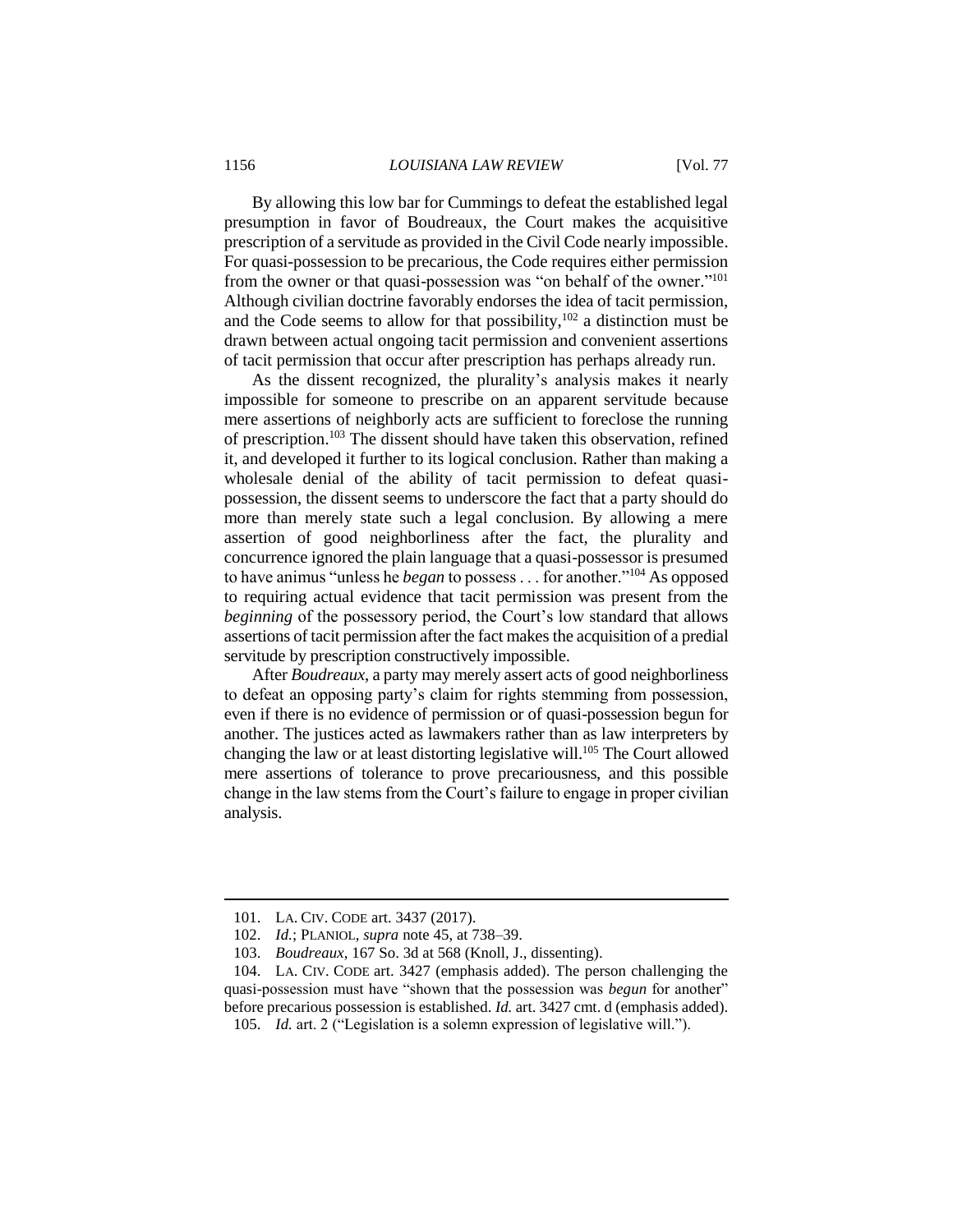By allowing this low bar for Cummings to defeat the established legal presumption in favor of Boudreaux, the Court makes the acquisitive prescription of a servitude as provided in the Civil Code nearly impossible. For quasi-possession to be precarious, the Code requires either permission from the owner or that quasi-possession was "on behalf of the owner."[101] Although civilian doctrine favorably endorses the idea of tacit permission, and the Code seems to allow for that possibility,[102] a distinction must be drawn between actual ongoing tacit permission and convenient assertions of tacit permission that occur after prescription has perhaps already run.

As the dissent recognized, the plurality's analysis makes it nearly impossible for someone to prescribe on an apparent servitude because mere assertions of neighborly acts are sufficient to foreclose the running of prescription.[103] The dissent should have taken this observation, refined it, and developed it further to its logical conclusion. Rather than making a wholesale denial of the ability of tacit permission to defeat quasi-possession, the dissent seems to underscore the fact that a party should do more than merely state such a legal conclusion. By allowing a mere assertion of good neighborliness after the fact, the plurality and concurrence ignored the plain language that a quasi-possessor is presumed to have animus "unless he *began* to possess . . . for another."[104] As opposed to requiring actual evidence that tacit permission was present from the *beginning* of the possessory period, the Court's low standard that allows assertions of tacit permission after the fact makes the acquisition of a predial servitude by prescription constructively impossible.

After *Boudreaux*, a party may merely assert acts of good neighborliness to defeat an opposing party's claim for rights stemming from possession, even if there is no evidence of permission or of quasi-possession begun for another. The justices acted as lawmakers rather than as law interpreters by changing the law or at least distorting legislative will.[105] The Court allowed mere assertions of tolerance to prove precariousness, and this possible change in the law stems from the Court's failure to engage in proper civilian analysis.

---

101. LA. CIV. CODE art. 3437 (2017).

102. *Id.*; PLANIOL, *supra* note 45, at 738–39.

103. *Boudreaux*, 167 So. 3d at 568 (Knoll, J., dissenting).

104. LA. CIV. CODE art. 3427 (emphasis added). The person challenging the quasi-possession must have "shown that the possession was *begun* for another" before precarious possession is established. *Id.* art. 3427 cmt. d (emphasis added).

105. *Id.* art. 2 ("Legislation is a solemn expression of legislative will.").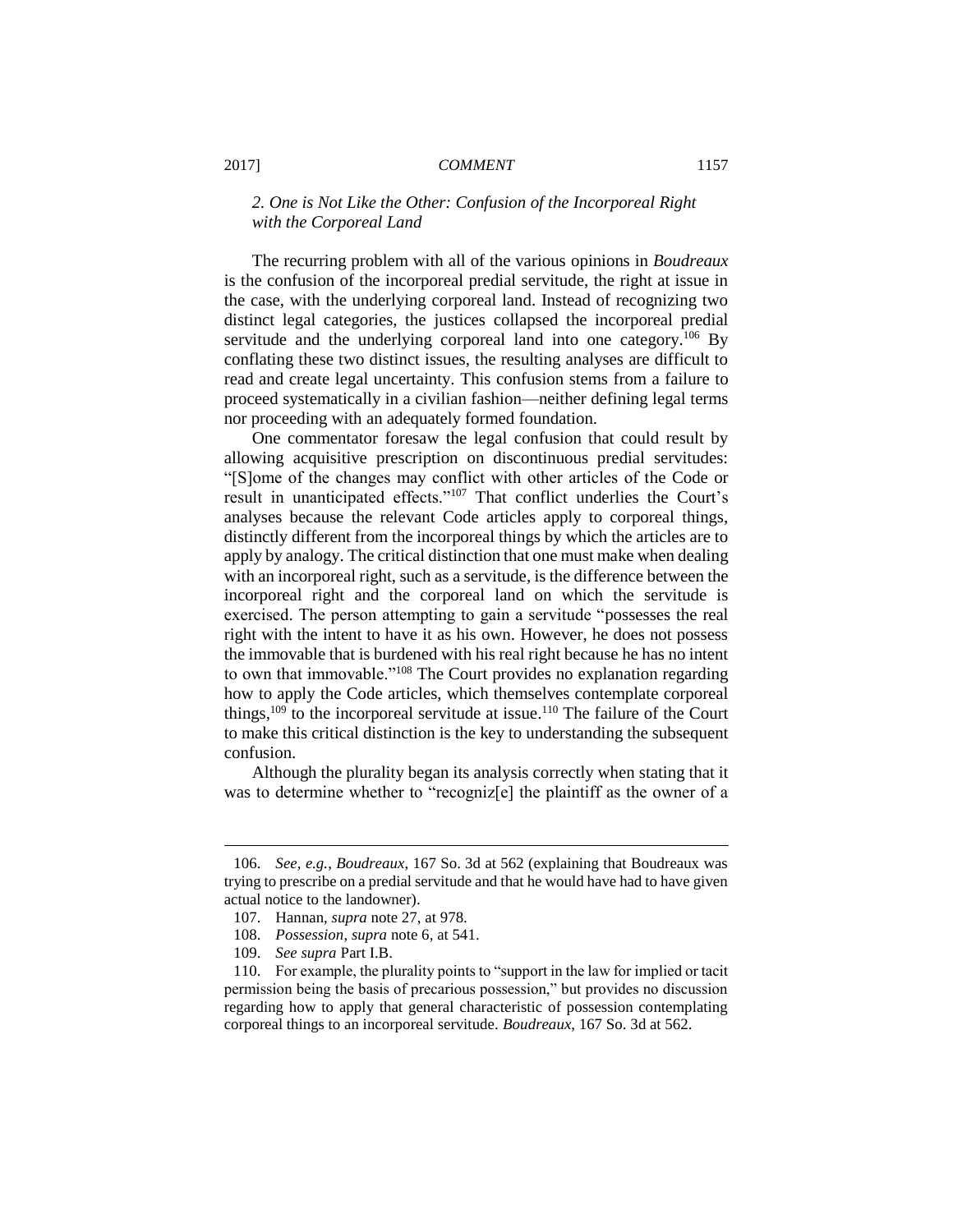### *2. One is Not Like the Other: Confusion of the Incorporeal Right with the Corporeal Land*

The recurring problem with all of the various opinions in *Boudreaux* is the confusion of the incorporeal predial servitude, the right at issue in the case, with the underlying corporeal land. Instead of recognizing two distinct legal categories, the justices collapsed the incorporeal predial servitude and the underlying corporeal land into one category.[106] By conflating these two distinct issues, the resulting analyses are difficult to read and create legal uncertainty. This confusion stems from a failure to proceed systematically in a civilian fashion—neither defining legal terms nor proceeding with an adequately formed foundation.

One commentator foresaw the legal confusion that could result by allowing acquisitive prescription on discontinuous predial servitudes: "[S]ome of the changes may conflict with other articles of the Code or result in unanticipated effects."[107] That conflict underlies the Court's analyses because the relevant Code articles apply to corporeal things, distinctly different from the incorporeal things by which the articles are to apply by analogy. The critical distinction that one must make when dealing with an incorporeal right, such as a servitude, is the difference between the incorporeal right and the corporeal land on which the servitude is exercised. The person attempting to gain a servitude "possesses the real right with the intent to have it as his own. However, he does not possess the immovable that is burdened with his real right because he has no intent to own that immovable."[108] The Court provides no explanation regarding how to apply the Code articles, which themselves contemplate corporeal things,[109] to the incorporeal servitude at issue.[110] The failure of the Court to make this critical distinction is the key to understanding the subsequent confusion.

Although the plurality began its analysis correctly when stating that it was to determine whether to "recogniz[e] the plaintiff as the owner of a

---

106. *See, e.g.*, *Boudreaux*, 167 So. 3d at 562 (explaining that Boudreaux was trying to prescribe on a predial servitude and that he would have had to have given actual notice to the landowner).

107. Hannan, *supra* note 27, at 978.

108. *Possession*, *supra* note 6, at 541.

109. *See supra* Part I.B.

110. For example, the plurality points to "support in the law for implied or tacit permission being the basis of precarious possession," but provides no discussion regarding how to apply that general characteristic of possession contemplating corporeal things to an incorporeal servitude. *Boudreaux*, 167 So. 3d at 562.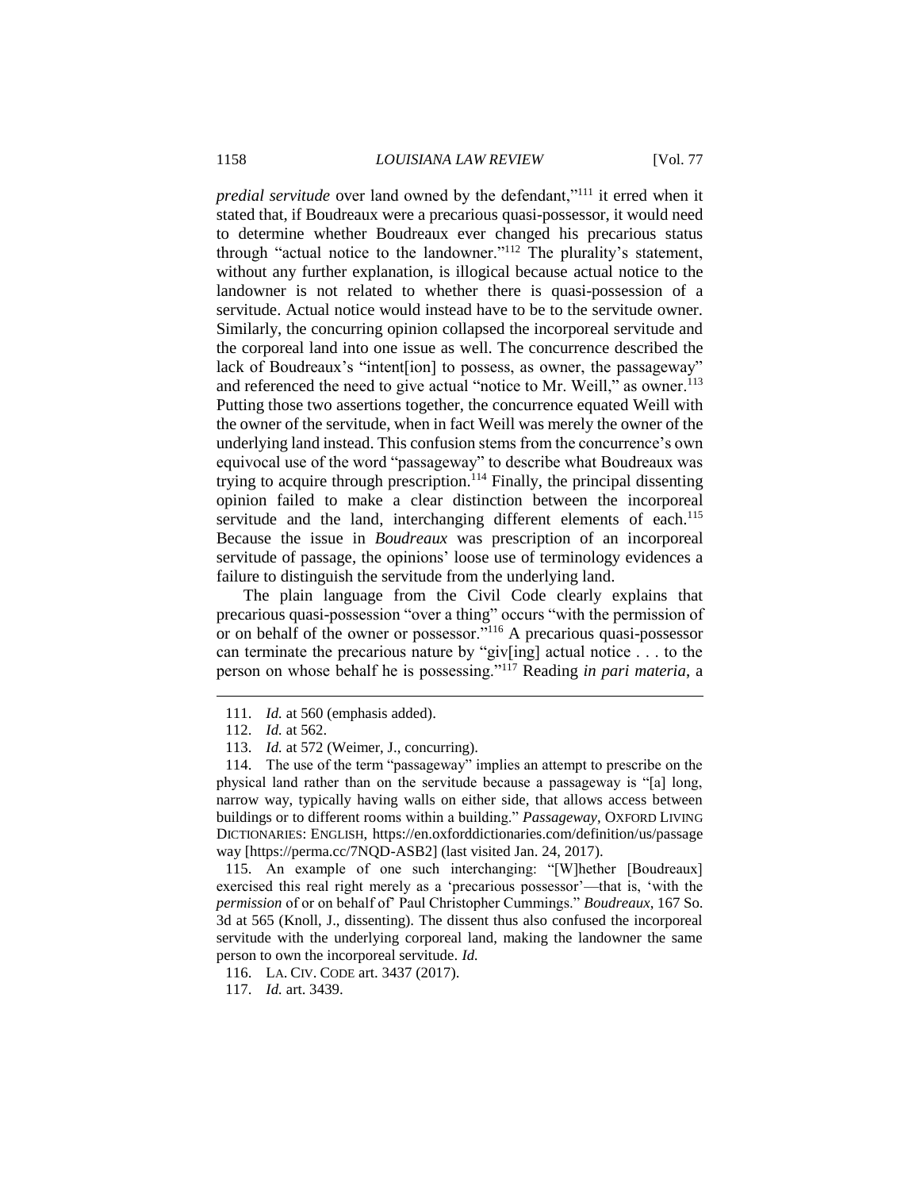*predial servitude* over land owned by the defendant,"[111] it erred when it stated that, if Boudreaux were a precarious quasi-possessor, it would need to determine whether Boudreaux ever changed his precarious status through "actual notice to the landowner."[112] The plurality's statement, without any further explanation, is illogical because actual notice to the landowner is not related to whether there is quasi-possession of a servitude. Actual notice would instead have to be to the servitude owner. Similarly, the concurring opinion collapsed the incorporeal servitude and the corporeal land into one issue as well. The concurrence described the lack of Boudreaux's "intent[ion] to possess, as owner, the passageway" and referenced the need to give actual "notice to Mr. Weill," as owner.[113] Putting those two assertions together, the concurrence equated Weill with the owner of the servitude, when in fact Weill was merely the owner of the underlying land instead. This confusion stems from the concurrence's own equivocal use of the word "passageway" to describe what Boudreaux was trying to acquire through prescription.[114] Finally, the principal dissenting opinion failed to make a clear distinction between the incorporeal servitude and the land, interchanging different elements of each.[115] Because the issue in *Boudreaux* was prescription of an incorporeal servitude of passage, the opinions' loose use of terminology evidences a failure to distinguish the servitude from the underlying land.

The plain language from the Civil Code clearly explains that precarious quasi-possession "over a thing" occurs "with the permission of or on behalf of the owner or possessor."[116] A precarious quasi-possessor can terminate the precarious nature by "giv[ing] actual notice . . . to the person on whose behalf he is possessing."[117] Reading *in pari materia*, a

---

111. *Id.* at 560 (emphasis added).

112. *Id.* at 562.

113. *Id.* at 572 (Weimer, J., concurring).

114. The use of the term "passageway" implies an attempt to prescribe on the physical land rather than on the servitude because a passageway is "[a] long, narrow way, typically having walls on either side, that allows access between buildings or to different rooms within a building." *Passageway*, OXFORD LIVING DICTIONARIES: ENGLISH, https://en.oxforddictionaries.com/definition/us/passage way [https://perma.cc/7NQD-ASB2] (last visited Jan. 24, 2017).

115. An example of one such interchanging: "[W]hether [Boudreaux] exercised this real right merely as a 'precarious possessor'—that is, 'with the *permission* of or on behalf of' Paul Christopher Cummings." *Boudreaux*, 167 So. 3d at 565 (Knoll, J., dissenting). The dissent thus also confused the incorporeal servitude with the underlying corporeal land, making the landowner the same person to own the incorporeal servitude. *Id.*

116. LA. CIV. CODE art. 3437 (2017).

117. *Id.* art. 3439.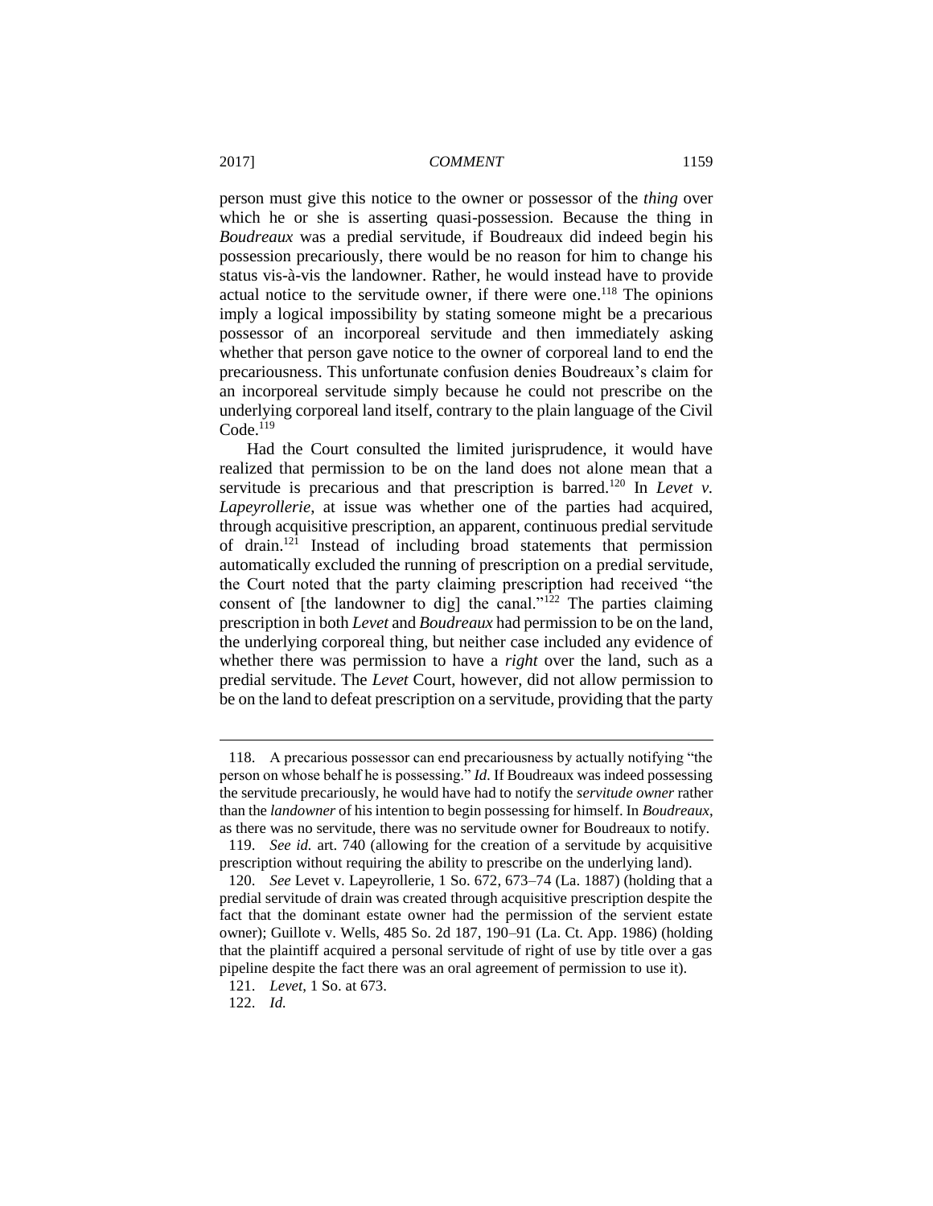person must give this notice to the owner or possessor of the *thing* over which he or she is asserting quasi-possession. Because the thing in *Boudreaux* was a predial servitude, if Boudreaux did indeed begin his possession precariously, there would be no reason for him to change his status vis-à-vis the landowner. Rather, he would instead have to provide actual notice to the servitude owner, if there were one.[118] The opinions imply a logical impossibility by stating someone might be a precarious possessor of an incorporeal servitude and then immediately asking whether that person gave notice to the owner of corporeal land to end the precariousness. This unfortunate confusion denies Boudreaux's claim for an incorporeal servitude simply because he could not prescribe on the underlying corporeal land itself, contrary to the plain language of the Civil Code.[119]

Had the Court consulted the limited jurisprudence, it would have realized that permission to be on the land does not alone mean that a servitude is precarious and that prescription is barred.[120] In *Levet v. Lapeyrollerie*, at issue was whether one of the parties had acquired, through acquisitive prescription, an apparent, continuous predial servitude of drain.[121] Instead of including broad statements that permission automatically excluded the running of prescription on a predial servitude, the Court noted that the party claiming prescription had received "the consent of [the landowner to dig] the canal."[122] The parties claiming prescription in both *Levet* and *Boudreaux* had permission to be on the land, the underlying corporeal thing, but neither case included any evidence of whether there was permission to have a *right* over the land, such as a predial servitude. The *Levet* Court, however, did not allow permission to be on the land to defeat prescription on a servitude, providing that the party

---

118. A precarious possessor can end precariousness by actually notifying "the person on whose behalf he is possessing." *Id.* If Boudreaux was indeed possessing the servitude precariously, he would have had to notify the *servitude owner* rather than the *landowner* of his intention to begin possessing for himself. In *Boudreaux*, as there was no servitude, there was no servitude owner for Boudreaux to notify.

119. *See id.* art. 740 (allowing for the creation of a servitude by acquisitive prescription without requiring the ability to prescribe on the underlying land).

120. *See* Levet v. Lapeyrollerie, 1 So. 672, 673–74 (La. 1887) (holding that a predial servitude of drain was created through acquisitive prescription despite the fact that the dominant estate owner had the permission of the servient estate owner); Guillote v. Wells, 485 So. 2d 187, 190–91 (La. Ct. App. 1986) (holding that the plaintiff acquired a personal servitude of right of use by title over a gas pipeline despite the fact there was an oral agreement of permission to use it).

121. *Levet*, 1 So. at 673.

122. *Id.*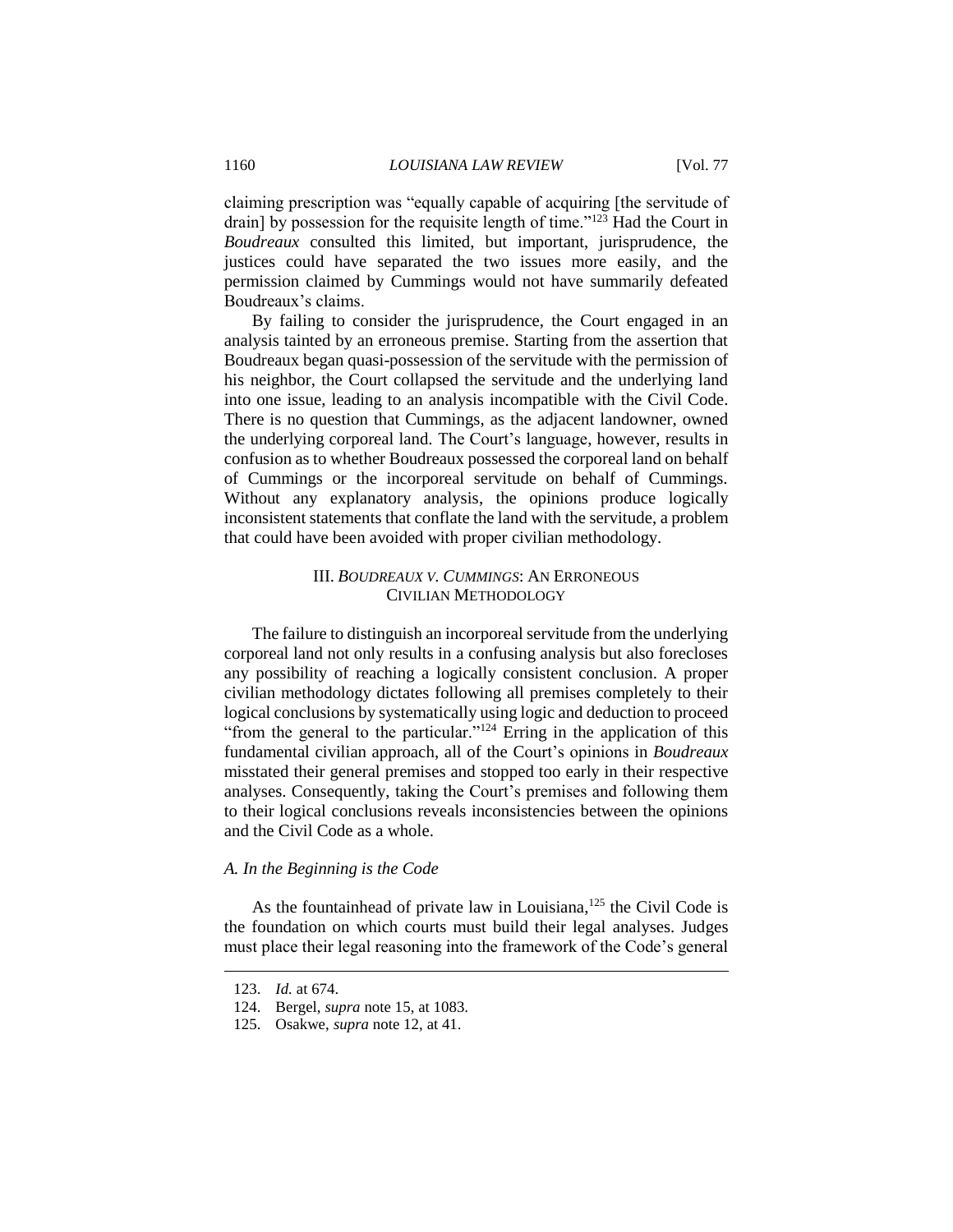claiming prescription was "equally capable of acquiring [the servitude of drain] by possession for the requisite length of time."[123] Had the Court in *Boudreaux* consulted this limited, but important, jurisprudence, the justices could have separated the two issues more easily, and the permission claimed by Cummings would not have summarily defeated Boudreaux's claims.

By failing to consider the jurisprudence, the Court engaged in an analysis tainted by an erroneous premise. Starting from the assertion that Boudreaux began quasi-possession of the servitude with the permission of his neighbor, the Court collapsed the servitude and the underlying land into one issue, leading to an analysis incompatible with the Civil Code. There is no question that Cummings, as the adjacent landowner, owned the underlying corporeal land. The Court's language, however, results in confusion as to whether Boudreaux possessed the corporeal land on behalf of Cummings or the incorporeal servitude on behalf of Cummings. Without any explanatory analysis, the opinions produce logically inconsistent statements that conflate the land with the servitude, a problem that could have been avoided with proper civilian methodology.

## III. *BOUDREAUX V. CUMMINGS*: AN ERRONEOUS CIVILIAN METHODOLOGY

The failure to distinguish an incorporeal servitude from the underlying corporeal land not only results in a confusing analysis but also forecloses any possibility of reaching a logically consistent conclusion. A proper civilian methodology dictates following all premises completely to their logical conclusions by systematically using logic and deduction to proceed "from the general to the particular."[124] Erring in the application of this fundamental civilian approach, all of the Court's opinions in *Boudreaux* misstated their general premises and stopped too early in their respective analyses. Consequently, taking the Court's premises and following them to their logical conclusions reveals inconsistencies between the opinions and the Civil Code as a whole.

### *A. In the Beginning is the Code*

As the fountainhead of private law in Louisiana,[125] the Civil Code is the foundation on which courts must build their legal analyses. Judges must place their legal reasoning into the framework of the Code's general

---

123. *Id.* at 674.

124. Bergel, *supra* note 15, at 1083.

125. Osakwe, *supra* note 12, at 41.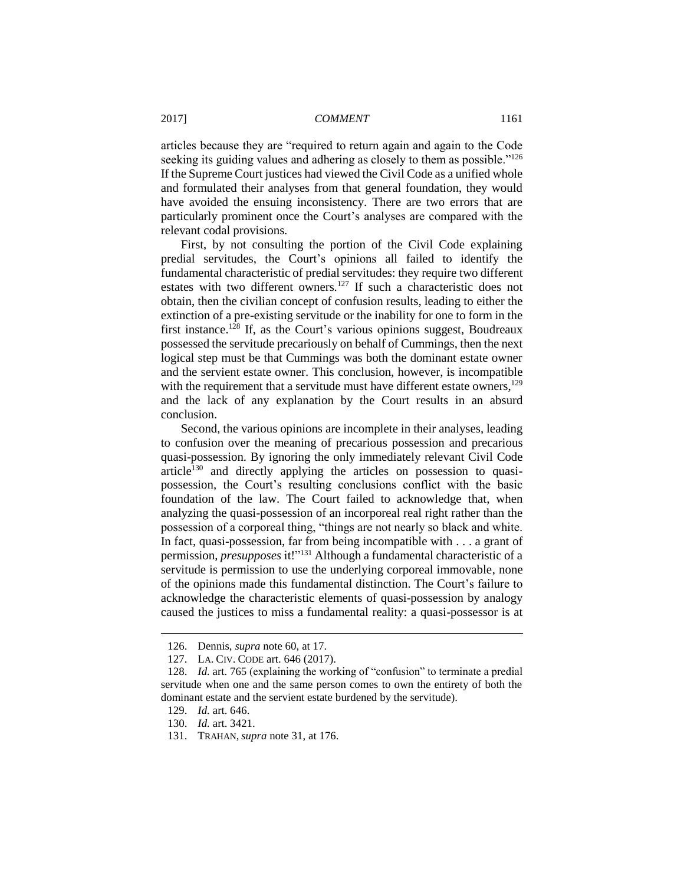articles because they are "required to return again and again to the Code seeking its guiding values and adhering as closely to them as possible."[126] If the Supreme Court justices had viewed the Civil Code as a unified whole and formulated their analyses from that general foundation, they would have avoided the ensuing inconsistency. There are two errors that are particularly prominent once the Court's analyses are compared with the relevant codal provisions.

First, by not consulting the portion of the Civil Code explaining predial servitudes, the Court's opinions all failed to identify the fundamental characteristic of predial servitudes: they require two different estates with two different owners.[127] If such a characteristic does not obtain, then the civilian concept of confusion results, leading to either the extinction of a pre-existing servitude or the inability for one to form in the first instance.[128] If, as the Court's various opinions suggest, Boudreaux possessed the servitude precariously on behalf of Cummings, then the next logical step must be that Cummings was both the dominant estate owner and the servient estate owner. This conclusion, however, is incompatible with the requirement that a servitude must have different estate owners,[129] and the lack of any explanation by the Court results in an absurd conclusion.

Second, the various opinions are incomplete in their analyses, leading to confusion over the meaning of precarious possession and precarious quasi-possession. By ignoring the only immediately relevant Civil Code article[130] and directly applying the articles on possession to quasi-possession, the Court's resulting conclusions conflict with the basic foundation of the law. The Court failed to acknowledge that, when analyzing the quasi-possession of an incorporeal real right rather than the possession of a corporeal thing, "things are not nearly so black and white. In fact, quasi-possession, far from being incompatible with . . . a grant of permission, *presupposes* it!"[131] Although a fundamental characteristic of a servitude is permission to use the underlying corporeal immovable, none of the opinions made this fundamental distinction. The Court's failure to acknowledge the characteristic elements of quasi-possession by analogy caused the justices to miss a fundamental reality: a quasi-possessor is at

---

126. Dennis, *supra* note 60, at 17.

127. LA. CIV. CODE art. 646 (2017).

128. *Id.* art. 765 (explaining the working of "confusion" to terminate a predial servitude when one and the same person comes to own the entirety of both the dominant estate and the servient estate burdened by the servitude).

129. *Id.* art. 646.

130. *Id.* art. 3421.

131. TRAHAN, *supra* note 31, at 176.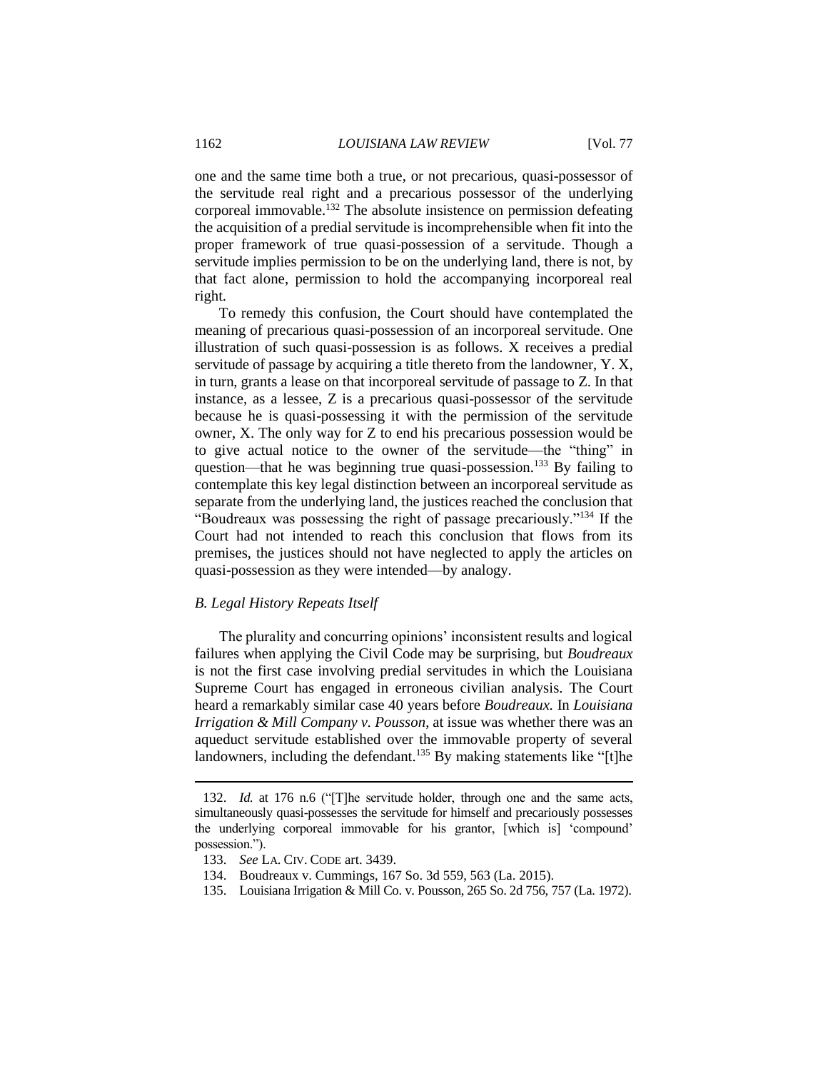one and the same time both a true, or not precarious, quasi-possessor of the servitude real right and a precarious possessor of the underlying corporeal immovable.[132] The absolute insistence on permission defeating the acquisition of a predial servitude is incomprehensible when fit into the proper framework of true quasi-possession of a servitude. Though a servitude implies permission to be on the underlying land, there is not, by that fact alone, permission to hold the accompanying incorporeal real right.

To remedy this confusion, the Court should have contemplated the meaning of precarious quasi-possession of an incorporeal servitude. One illustration of such quasi-possession is as follows. X receives a predial servitude of passage by acquiring a title thereto from the landowner, Y. X, in turn, grants a lease on that incorporeal servitude of passage to Z. In that instance, as a lessee, Z is a precarious quasi-possessor of the servitude because he is quasi-possessing it with the permission of the servitude owner, X. The only way for Z to end his precarious possession would be to give actual notice to the owner of the servitude—the "thing" in question—that he was beginning true quasi-possession.[133] By failing to contemplate this key legal distinction between an incorporeal servitude as separate from the underlying land, the justices reached the conclusion that "Boudreaux was possessing the right of passage precariously."[134] If the Court had not intended to reach this conclusion that flows from its premises, the justices should not have neglected to apply the articles on quasi-possession as they were intended—by analogy.

### *B. Legal History Repeats Itself*

The plurality and concurring opinions' inconsistent results and logical failures when applying the Civil Code may be surprising, but *Boudreaux* is not the first case involving predial servitudes in which the Louisiana Supreme Court has engaged in erroneous civilian analysis. The Court heard a remarkably similar case 40 years before *Boudreaux.* In *Louisiana Irrigation & Mill Company v. Pousson*, at issue was whether there was an aqueduct servitude established over the immovable property of several landowners, including the defendant.[135] By making statements like "[t]he

---

132. *Id.* at 176 n.6 ("[T]he servitude holder, through one and the same acts, simultaneously quasi-possesses the servitude for himself and precariously possesses the underlying corporeal immovable for his grantor, [which is] 'compound' possession.").

133. *See* LA. CIV. CODE art. 3439.

134. Boudreaux v. Cummings, 167 So. 3d 559, 563 (La. 2015).

135. Louisiana Irrigation & Mill Co. v. Pousson, 265 So. 2d 756, 757 (La. 1972).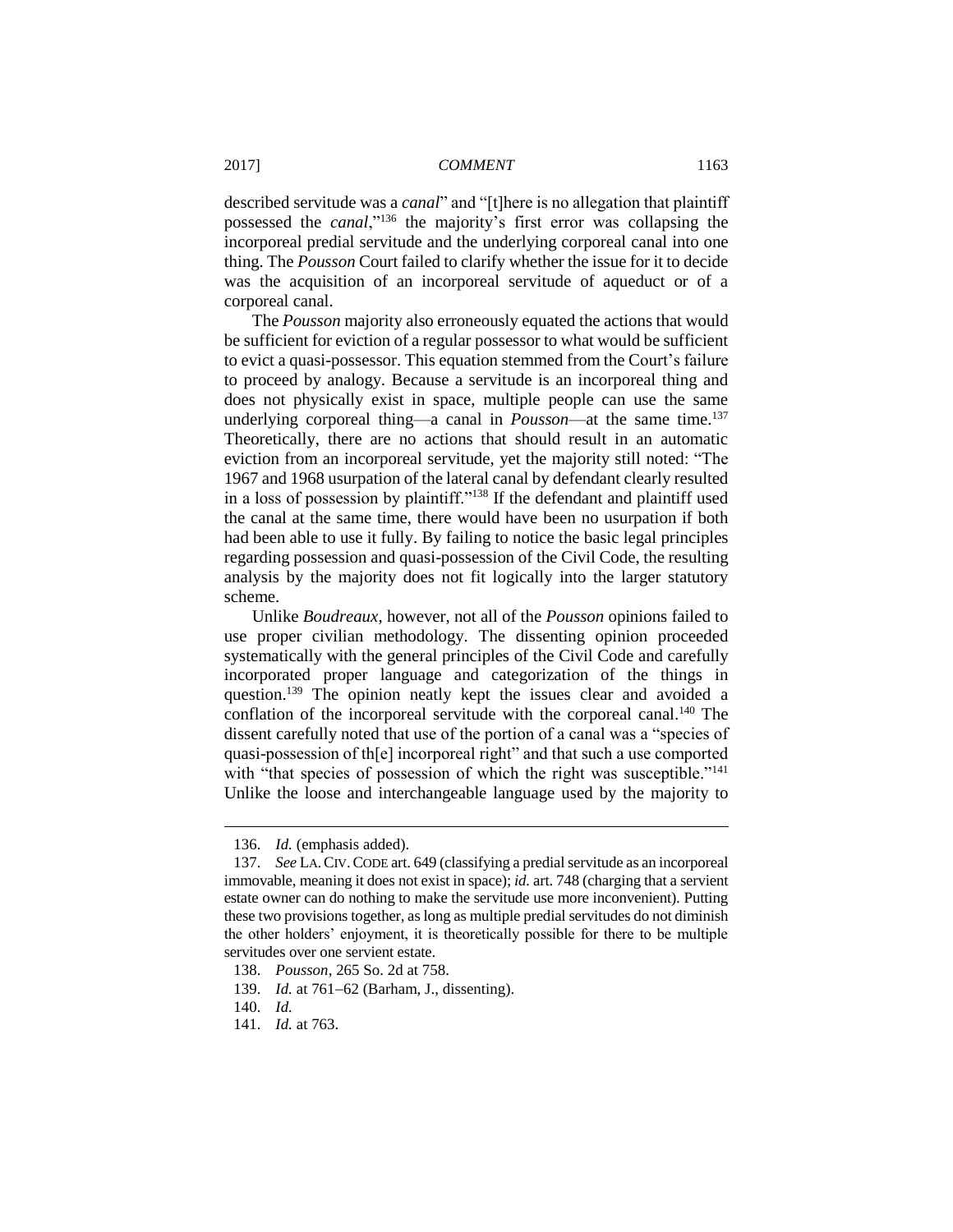described servitude was a *canal*" and "[t]here is no allegation that plaintiff possessed the *canal*,"[136] the majority's first error was collapsing the incorporeal predial servitude and the underlying corporeal canal into one thing. The *Pousson* Court failed to clarify whether the issue for it to decide was the acquisition of an incorporeal servitude of aqueduct or of a corporeal canal.

The *Pousson* majority also erroneously equated the actions that would be sufficient for eviction of a regular possessor to what would be sufficient to evict a quasi-possessor. This equation stemmed from the Court's failure to proceed by analogy. Because a servitude is an incorporeal thing and does not physically exist in space, multiple people can use the same underlying corporeal thing—a canal in *Pousson*—at the same time.[137] Theoretically, there are no actions that should result in an automatic eviction from an incorporeal servitude, yet the majority still noted: "The 1967 and 1968 usurpation of the lateral canal by defendant clearly resulted in a loss of possession by plaintiff."[138] If the defendant and plaintiff used the canal at the same time, there would have been no usurpation if both had been able to use it fully. By failing to notice the basic legal principles regarding possession and quasi-possession of the Civil Code, the resulting analysis by the majority does not fit logically into the larger statutory scheme.

Unlike *Boudreaux*, however, not all of the *Pousson* opinions failed to use proper civilian methodology. The dissenting opinion proceeded systematically with the general principles of the Civil Code and carefully incorporated proper language and categorization of the things in question.[139] The opinion neatly kept the issues clear and avoided a conflation of the incorporeal servitude with the corporeal canal.[140] The dissent carefully noted that use of the portion of a canal was a "species of quasi-possession of th[e] incorporeal right" and that such a use comported with "that species of possession of which the right was susceptible."[141] Unlike the loose and interchangeable language used by the majority to

---

136. *Id.* (emphasis added).

137. *See* LA. CIV. CODE art. 649 (classifying a predial servitude as an incorporeal immovable, meaning it does not exist in space); *id.* art. 748 (charging that a servient estate owner can do nothing to make the servitude use more inconvenient). Putting these two provisions together, as long as multiple predial servitudes do not diminish the other holders' enjoyment, it is theoretically possible for there to be multiple servitudes over one servient estate.

138. *Pousson*, 265 So. 2d at 758.

139. *Id.* at 761–62 (Barham, J., dissenting).

140. *Id.*

141. *Id.* at 763.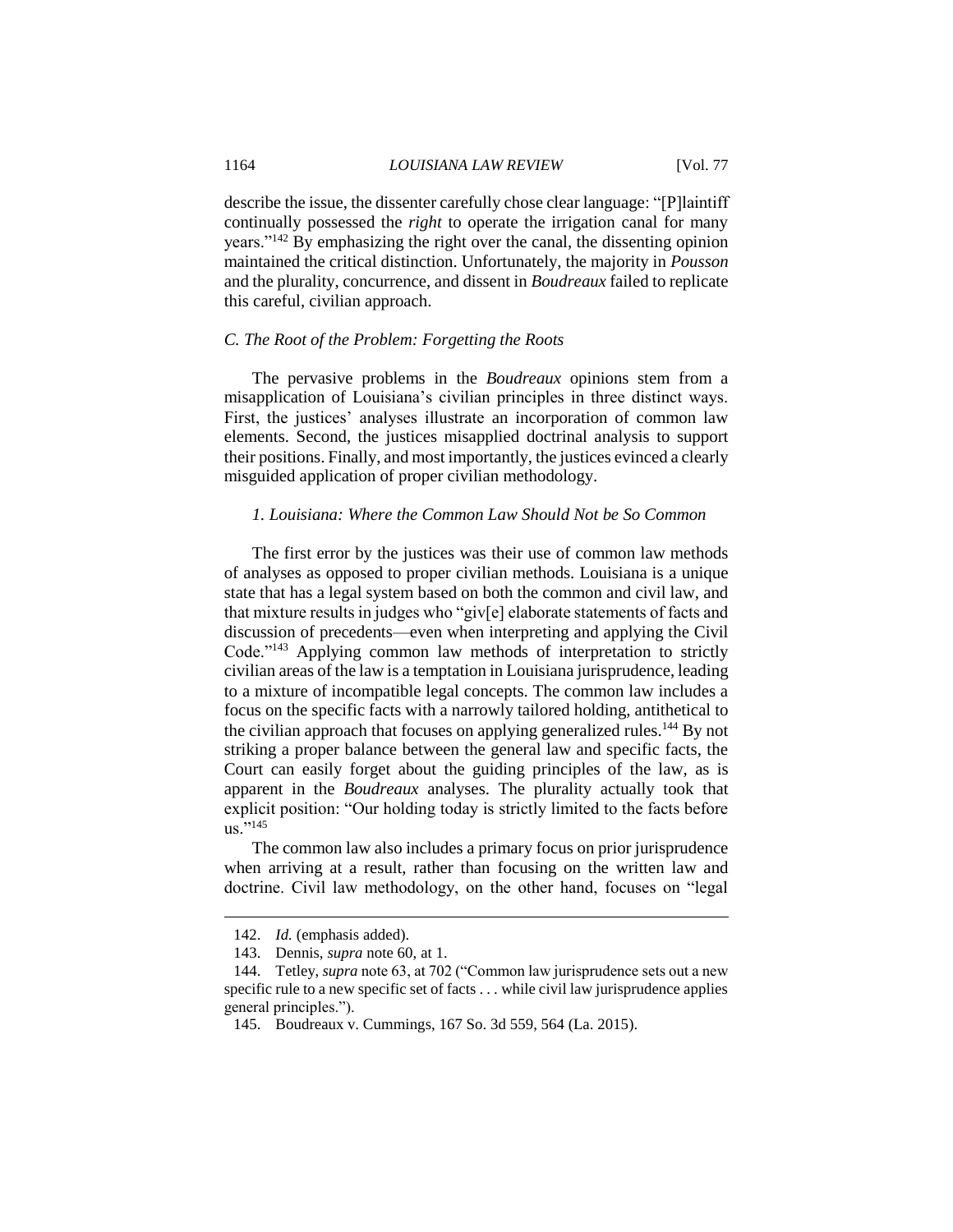describe the issue, the dissenter carefully chose clear language: "[P]laintiff continually possessed the *right* to operate the irrigation canal for many years."[142] By emphasizing the right over the canal, the dissenting opinion maintained the critical distinction. Unfortunately, the majority in *Pousson* and the plurality, concurrence, and dissent in *Boudreaux* failed to replicate this careful, civilian approach.

### *C. The Root of the Problem: Forgetting the Roots*

The pervasive problems in the *Boudreaux* opinions stem from a misapplication of Louisiana's civilian principles in three distinct ways. First, the justices' analyses illustrate an incorporation of common law elements. Second, the justices misapplied doctrinal analysis to support their positions. Finally, and most importantly, the justices evinced a clearly misguided application of proper civilian methodology.

#### *1. Louisiana: Where the Common Law Should Not be So Common*

The first error by the justices was their use of common law methods of analyses as opposed to proper civilian methods. Louisiana is a unique state that has a legal system based on both the common and civil law, and that mixture results in judges who "giv[e] elaborate statements of facts and discussion of precedents—even when interpreting and applying the Civil Code."[143] Applying common law methods of interpretation to strictly civilian areas of the law is a temptation in Louisiana jurisprudence, leading to a mixture of incompatible legal concepts. The common law includes a focus on the specific facts with a narrowly tailored holding, antithetical to the civilian approach that focuses on applying generalized rules.[144] By not striking a proper balance between the general law and specific facts, the Court can easily forget about the guiding principles of the law, as is apparent in the *Boudreaux* analyses. The plurality actually took that explicit position: "Our holding today is strictly limited to the facts before us."[145]

The common law also includes a primary focus on prior jurisprudence when arriving at a result, rather than focusing on the written law and doctrine. Civil law methodology, on the other hand, focuses on "legal

---

142. *Id.* (emphasis added).

143. Dennis, *supra* note 60, at 1.

144. Tetley, *supra* note 63, at 702 ("Common law jurisprudence sets out a new specific rule to a new specific set of facts . . . while civil law jurisprudence applies general principles.").

145. Boudreaux v. Cummings, 167 So. 3d 559, 564 (La. 2015).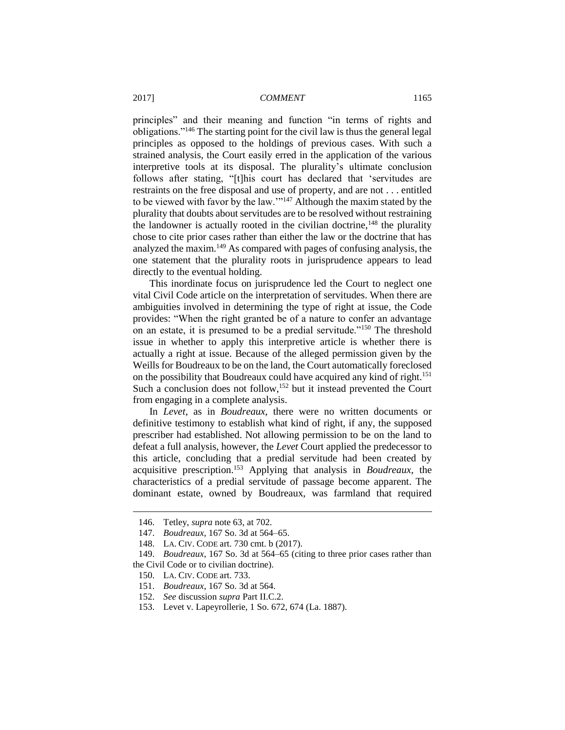principles" and their meaning and function "in terms of rights and obligations."[146] The starting point for the civil law is thus the general legal principles as opposed to the holdings of previous cases. With such a strained analysis, the Court easily erred in the application of the various interpretive tools at its disposal. The plurality's ultimate conclusion follows after stating, "[t]his court has declared that 'servitudes are restraints on the free disposal and use of property, and are not . . . entitled to be viewed with favor by the law.'"[147] Although the maxim stated by the plurality that doubts about servitudes are to be resolved without restraining the landowner is actually rooted in the civilian doctrine,[148] the plurality chose to cite prior cases rather than either the law or the doctrine that has analyzed the maxim.[149] As compared with pages of confusing analysis, the one statement that the plurality roots in jurisprudence appears to lead directly to the eventual holding.

This inordinate focus on jurisprudence led the Court to neglect one vital Civil Code article on the interpretation of servitudes. When there are ambiguities involved in determining the type of right at issue, the Code provides: "When the right granted be of a nature to confer an advantage on an estate, it is presumed to be a predial servitude."[150] The threshold issue in whether to apply this interpretive article is whether there is actually a right at issue. Because of the alleged permission given by the Weills for Boudreaux to be on the land, the Court automatically foreclosed on the possibility that Boudreaux could have acquired any kind of right.[151] Such a conclusion does not follow,[152] but it instead prevented the Court from engaging in a complete analysis.

In *Levet*, as in *Boudreaux*, there were no written documents or definitive testimony to establish what kind of right, if any, the supposed prescriber had established. Not allowing permission to be on the land to defeat a full analysis, however, the *Levet* Court applied the predecessor to this article, concluding that a predial servitude had been created by acquisitive prescription.[153] Applying that analysis in *Boudreaux*, the characteristics of a predial servitude of passage become apparent. The dominant estate, owned by Boudreaux, was farmland that required

---

146. Tetley, *supra* note 63, at 702.

147. *Boudreaux*, 167 So. 3d at 564–65.

148. LA. CIV. CODE art. 730 cmt. b (2017).

149. *Boudreaux*, 167 So. 3d at 564–65 (citing to three prior cases rather than the Civil Code or to civilian doctrine).

150. LA. CIV. CODE art. 733.

151. *Boudreaux*, 167 So. 3d at 564.

152. *See* discussion *supra* Part II.C.2.

153. Levet v. Lapeyrollerie, 1 So. 672, 674 (La. 1887).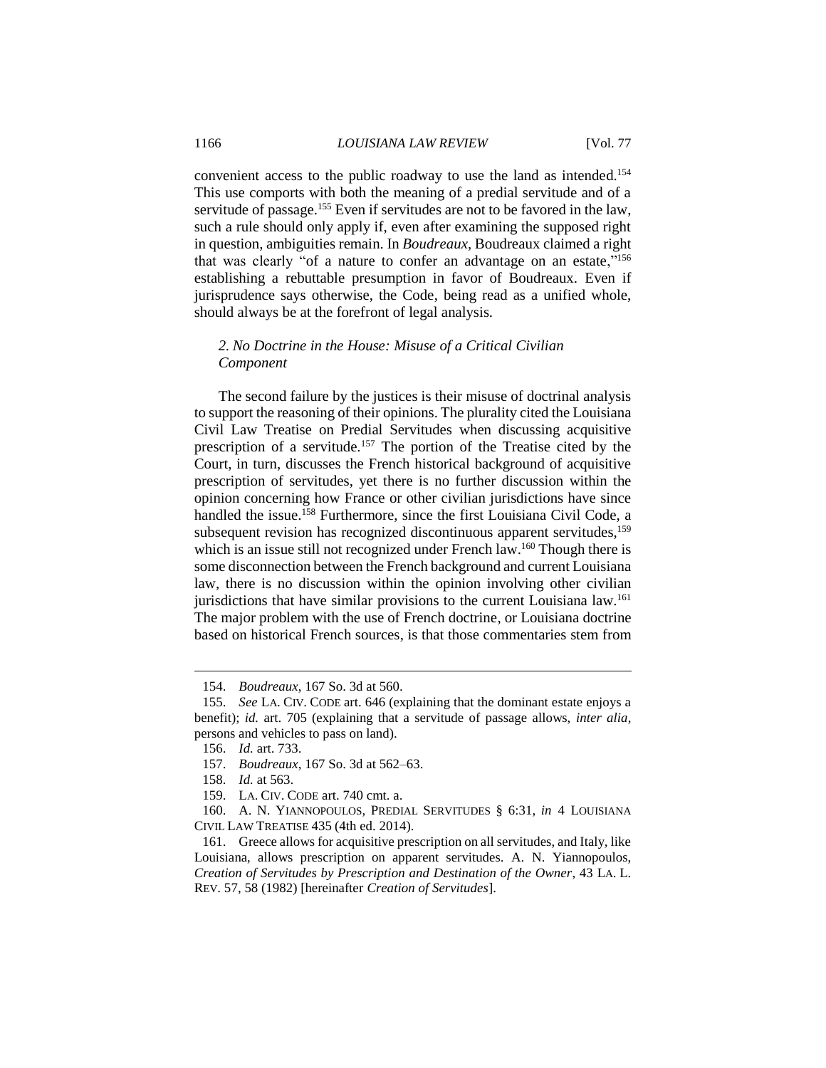convenient access to the public roadway to use the land as intended.[154] This use comports with both the meaning of a predial servitude and of a servitude of passage.[155] Even if servitudes are not to be favored in the law, such a rule should only apply if, even after examining the supposed right in question, ambiguities remain. In *Boudreaux*, Boudreaux claimed a right that was clearly "of a nature to confer an advantage on an estate,"[156] establishing a rebuttable presumption in favor of Boudreaux. Even if jurisprudence says otherwise, the Code, being read as a unified whole, should always be at the forefront of legal analysis.

### *2. No Doctrine in the House: Misuse of a Critical Civilian Component*

The second failure by the justices is their misuse of doctrinal analysis to support the reasoning of their opinions. The plurality cited the Louisiana Civil Law Treatise on Predial Servitudes when discussing acquisitive prescription of a servitude.[157] The portion of the Treatise cited by the Court, in turn, discusses the French historical background of acquisitive prescription of servitudes, yet there is no further discussion within the opinion concerning how France or other civilian jurisdictions have since handled the issue.[158] Furthermore, since the first Louisiana Civil Code, a subsequent revision has recognized discontinuous apparent servitudes,[159] which is an issue still not recognized under French law.[160] Though there is some disconnection between the French background and current Louisiana law, there is no discussion within the opinion involving other civilian jurisdictions that have similar provisions to the current Louisiana law.[161] The major problem with the use of French doctrine, or Louisiana doctrine based on historical French sources, is that those commentaries stem from

---

154. *Boudreaux*, 167 So. 3d at 560.

155. *See* LA. CIV. CODE art. 646 (explaining that the dominant estate enjoys a benefit); *id.* art. 705 (explaining that a servitude of passage allows, *inter alia*, persons and vehicles to pass on land).

156. *Id.* art. 733.

157. *Boudreaux*, 167 So. 3d at 562–63.

158. *Id.* at 563.

159. LA. CIV. CODE art. 740 cmt. a.

160. A. N. YIANNOPOULOS, PREDIAL SERVITUDES § 6:31, *in* 4 LOUISIANA CIVIL LAW TREATISE 435 (4th ed. 2014).

161. Greece allows for acquisitive prescription on all servitudes, and Italy, like Louisiana, allows prescription on apparent servitudes. A. N. Yiannopoulos, *Creation of Servitudes by Prescription and Destination of the Owner*, 43 LA. L. REV. 57, 58 (1982) [hereinafter *Creation of Servitudes*].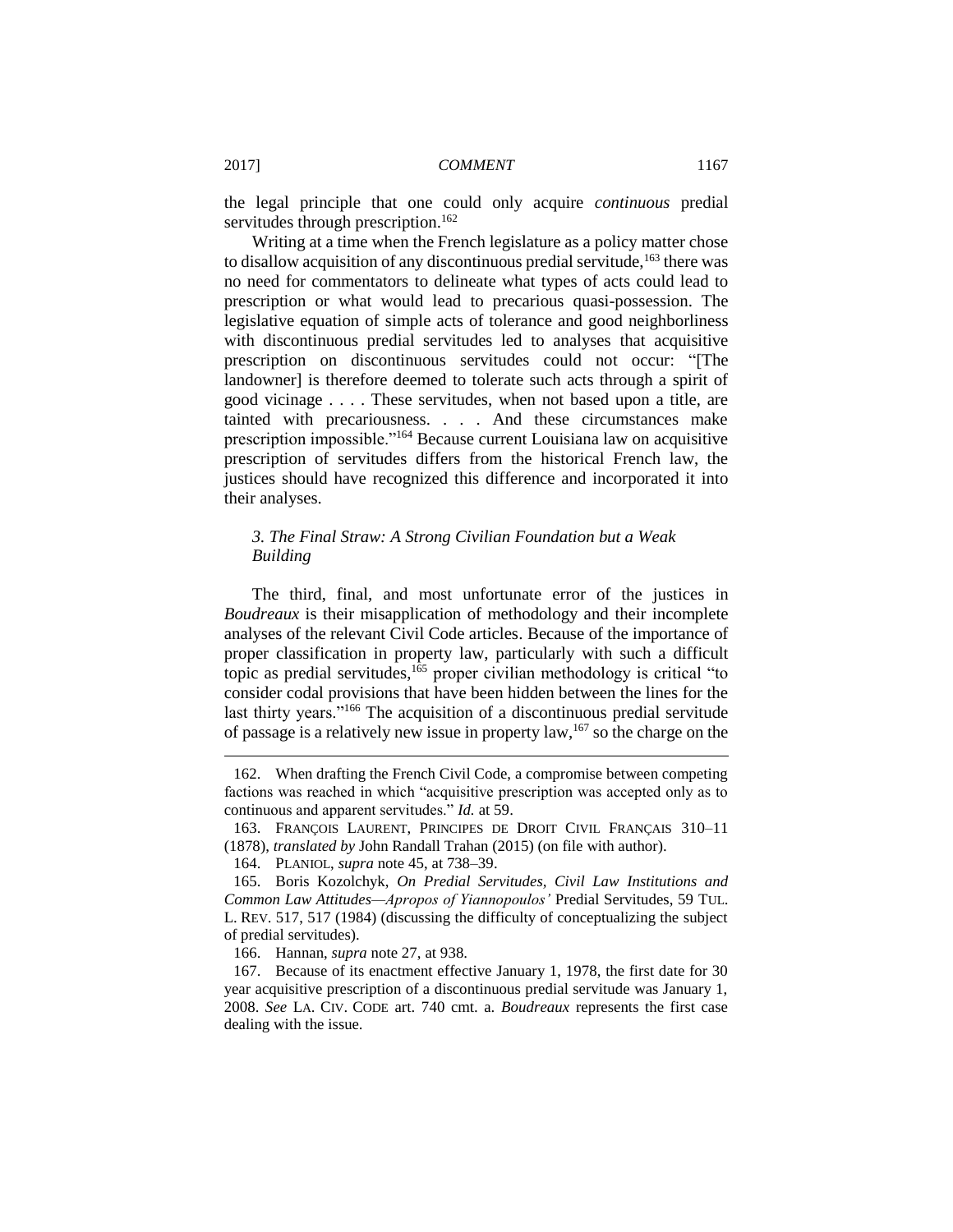the legal principle that one could only acquire *continuous* predial servitudes through prescription.[162]

Writing at a time when the French legislature as a policy matter chose to disallow acquisition of any discontinuous predial servitude,[163] there was no need for commentators to delineate what types of acts could lead to prescription or what would lead to precarious quasi-possession. The legislative equation of simple acts of tolerance and good neighborliness with discontinuous predial servitudes led to analyses that acquisitive prescription on discontinuous servitudes could not occur: "[The landowner] is therefore deemed to tolerate such acts through a spirit of good vicinage . . . . These servitudes, when not based upon a title, are tainted with precariousness. . . . And these circumstances make prescription impossible."[164] Because current Louisiana law on acquisitive prescription of servitudes differs from the historical French law, the justices should have recognized this difference and incorporated it into their analyses.

### *3. The Final Straw: A Strong Civilian Foundation but a Weak Building*

The third, final, and most unfortunate error of the justices in *Boudreaux* is their misapplication of methodology and their incomplete analyses of the relevant Civil Code articles. Because of the importance of proper classification in property law, particularly with such a difficult topic as predial servitudes,[165] proper civilian methodology is critical "to consider codal provisions that have been hidden between the lines for the last thirty years."[166] The acquisition of a discontinuous predial servitude of passage is a relatively new issue in property law,[167] so the charge on the

---

162. When drafting the French Civil Code, a compromise between competing factions was reached in which "acquisitive prescription was accepted only as to continuous and apparent servitudes." *Id.* at 59.

163. FRANÇOIS LAURENT, PRINCIPES DE DROIT CIVIL FRANÇAIS 310–11 (1878), *translated by* John Randall Trahan (2015) (on file with author).

164. PLANIOL, *supra* note 45, at 738–39.

165. Boris Kozolchyk, *On Predial Servitudes, Civil Law Institutions and Common Law Attitudes—Apropos of Yiannopoulos'* Predial Servitudes, 59 TUL. L. REV. 517, 517 (1984) (discussing the difficulty of conceptualizing the subject of predial servitudes).

166. Hannan, *supra* note 27, at 938.

167. Because of its enactment effective January 1, 1978, the first date for 30 year acquisitive prescription of a discontinuous predial servitude was January 1, 2008. *See* LA. CIV. CODE art. 740 cmt. a. *Boudreaux* represents the first case dealing with the issue.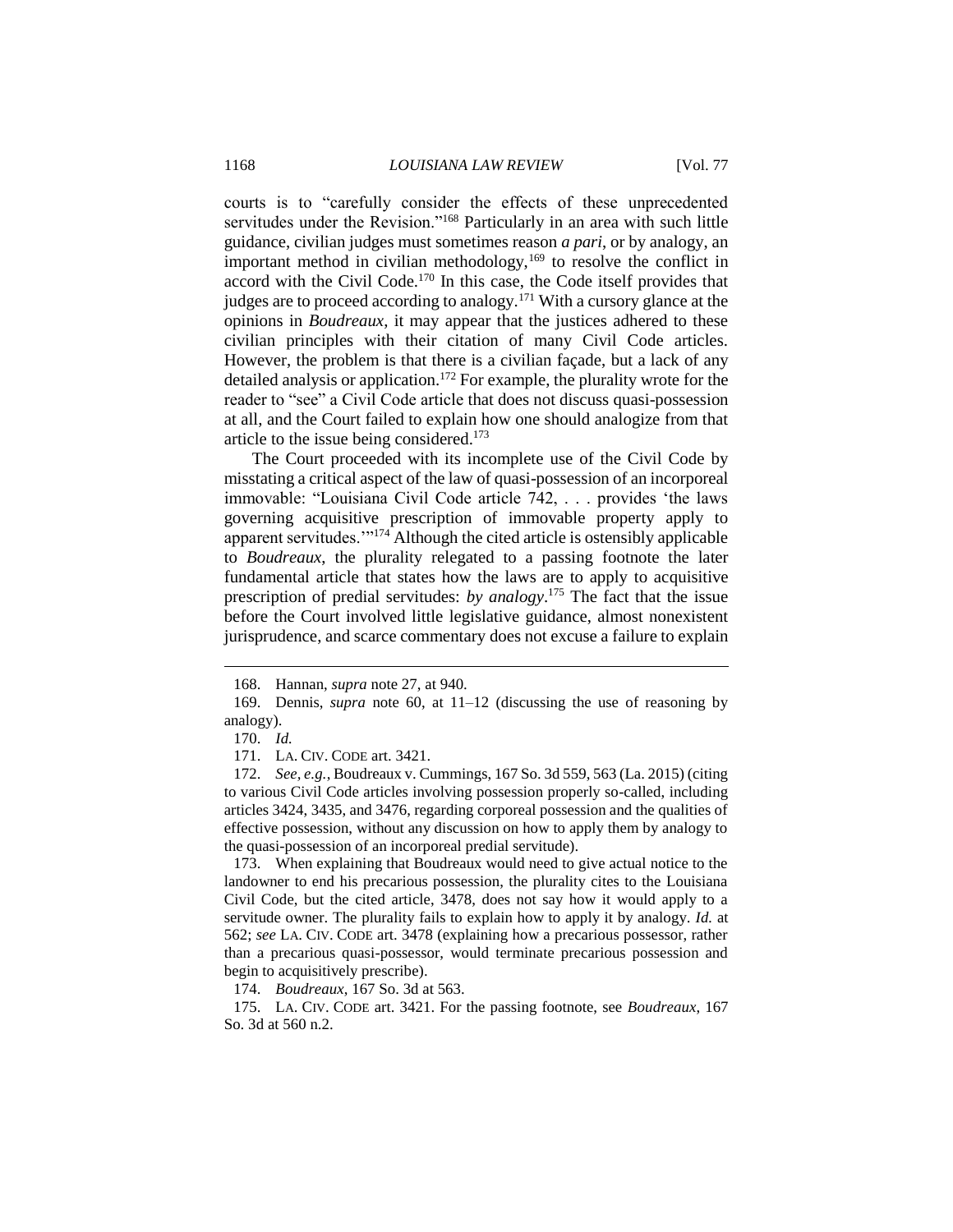courts is to "carefully consider the effects of these unprecedented servitudes under the Revision."[168] Particularly in an area with such little guidance, civilian judges must sometimes reason *a pari*, or by analogy, an important method in civilian methodology,[169] to resolve the conflict in accord with the Civil Code.[170] In this case, the Code itself provides that judges are to proceed according to analogy.[171] With a cursory glance at the opinions in *Boudreaux*, it may appear that the justices adhered to these civilian principles with their citation of many Civil Code articles. However, the problem is that there is a civilian façade, but a lack of any detailed analysis or application.[172] For example, the plurality wrote for the reader to "see" a Civil Code article that does not discuss quasi-possession at all, and the Court failed to explain how one should analogize from that article to the issue being considered.[173]

The Court proceeded with its incomplete use of the Civil Code by misstating a critical aspect of the law of quasi-possession of an incorporeal immovable: "Louisiana Civil Code article 742, . . . provides 'the laws governing acquisitive prescription of immovable property apply to apparent servitudes.'"[174] Although the cited article is ostensibly applicable to *Boudreaux*, the plurality relegated to a passing footnote the later fundamental article that states how the laws are to apply to acquisitive prescription of predial servitudes: *by analogy*.[175] The fact that the issue before the Court involved little legislative guidance, almost nonexistent jurisprudence, and scarce commentary does not excuse a failure to explain

---

168. Hannan, *supra* note 27, at 940.

169. Dennis, *supra* note 60, at 11–12 (discussing the use of reasoning by analogy).

170. *Id.*

171. LA. CIV. CODE art. 3421.

172. *See, e.g.*, Boudreaux v. Cummings, 167 So. 3d 559, 563 (La. 2015) (citing to various Civil Code articles involving possession properly so-called, including articles 3424, 3435, and 3476, regarding corporeal possession and the qualities of effective possession, without any discussion on how to apply them by analogy to the quasi-possession of an incorporeal predial servitude).

173. When explaining that Boudreaux would need to give actual notice to the landowner to end his precarious possession, the plurality cites to the Louisiana Civil Code, but the cited article, 3478, does not say how it would apply to a servitude owner. The plurality fails to explain how to apply it by analogy. *Id.* at 562; *see* LA. CIV. CODE art. 3478 (explaining how a precarious possessor, rather than a precarious quasi-possessor, would terminate precarious possession and begin to acquisitively prescribe).

174. *Boudreaux*, 167 So. 3d at 563.

175. LA. CIV. CODE art. 3421. For the passing footnote, see *Boudreaux*, 167 So. 3d at 560 n.2.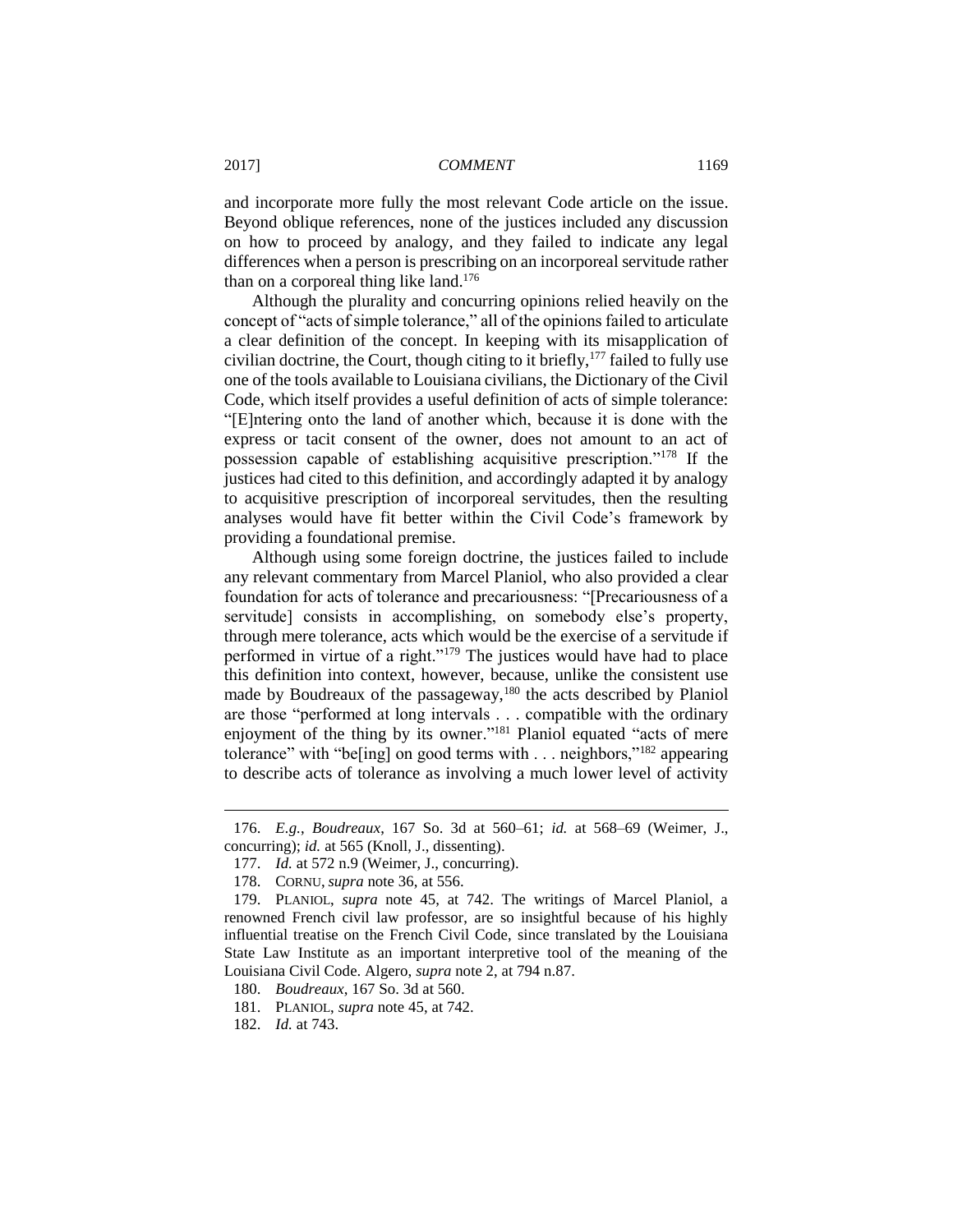and incorporate more fully the most relevant Code article on the issue. Beyond oblique references, none of the justices included any discussion on how to proceed by analogy, and they failed to indicate any legal differences when a person is prescribing on an incorporeal servitude rather than on a corporeal thing like land.[176]

Although the plurality and concurring opinions relied heavily on the concept of "acts of simple tolerance," all of the opinions failed to articulate a clear definition of the concept. In keeping with its misapplication of civilian doctrine, the Court, though citing to it briefly,[177] failed to fully use one of the tools available to Louisiana civilians, the Dictionary of the Civil Code, which itself provides a useful definition of acts of simple tolerance: "[E]ntering onto the land of another which, because it is done with the express or tacit consent of the owner, does not amount to an act of possession capable of establishing acquisitive prescription."[178] If the justices had cited to this definition, and accordingly adapted it by analogy to acquisitive prescription of incorporeal servitudes, then the resulting analyses would have fit better within the Civil Code's framework by providing a foundational premise.

Although using some foreign doctrine, the justices failed to include any relevant commentary from Marcel Planiol, who also provided a clear foundation for acts of tolerance and precariousness: "[Precariousness of a servitude] consists in accomplishing, on somebody else's property, through mere tolerance, acts which would be the exercise of a servitude if performed in virtue of a right."[179] The justices would have had to place this definition into context, however, because, unlike the consistent use made by Boudreaux of the passageway,[180] the acts described by Planiol are those "performed at long intervals . . . compatible with the ordinary enjoyment of the thing by its owner."[181] Planiol equated "acts of mere tolerance" with "be[ing] on good terms with . . . neighbors,"[182] appearing to describe acts of tolerance as involving a much lower level of activity

---

176. *E.g.*, *Boudreaux*, 167 So. 3d at 560–61; *id.* at 568–69 (Weimer, J., concurring); *id.* at 565 (Knoll, J., dissenting).

177. *Id.* at 572 n.9 (Weimer, J., concurring).

178. CORNU, *supra* note 36, at 556.

179. PLANIOL, *supra* note 45, at 742. The writings of Marcel Planiol, a renowned French civil law professor, are so insightful because of his highly influential treatise on the French Civil Code, since translated by the Louisiana State Law Institute as an important interpretive tool of the meaning of the Louisiana Civil Code. Algero, *supra* note 2, at 794 n.87.

180. *Boudreaux*, 167 So. 3d at 560.

181. PLANIOL, *supra* note 45, at 742.

182. *Id.* at 743.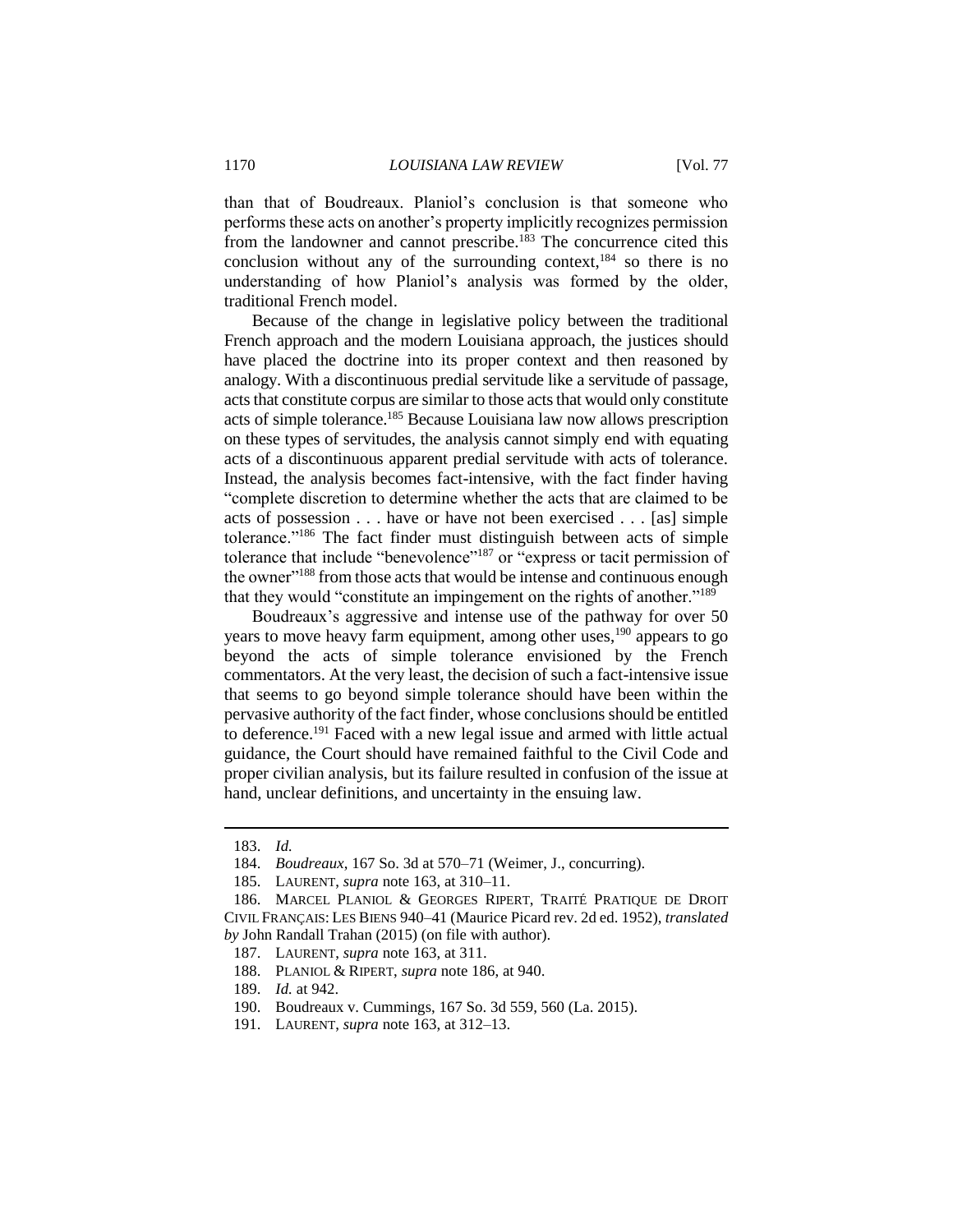than that of Boudreaux. Planiol's conclusion is that someone who performs these acts on another's property implicitly recognizes permission from the landowner and cannot prescribe.[183] The concurrence cited this conclusion without any of the surrounding context,[184] so there is no understanding of how Planiol's analysis was formed by the older, traditional French model.

Because of the change in legislative policy between the traditional French approach and the modern Louisiana approach, the justices should have placed the doctrine into its proper context and then reasoned by analogy. With a discontinuous predial servitude like a servitude of passage, acts that constitute corpus are similar to those acts that would only constitute acts of simple tolerance.[185] Because Louisiana law now allows prescription on these types of servitudes, the analysis cannot simply end with equating acts of a discontinuous apparent predial servitude with acts of tolerance. Instead, the analysis becomes fact-intensive, with the fact finder having "complete discretion to determine whether the acts that are claimed to be acts of possession . . . have or have not been exercised . . . [as] simple tolerance."[186] The fact finder must distinguish between acts of simple tolerance that include "benevolence"[187] or "express or tacit permission of the owner"[188] from those acts that would be intense and continuous enough that they would "constitute an impingement on the rights of another."[189]

Boudreaux's aggressive and intense use of the pathway for over 50 years to move heavy farm equipment, among other uses,[190] appears to go beyond the acts of simple tolerance envisioned by the French commentators. At the very least, the decision of such a fact-intensive issue that seems to go beyond simple tolerance should have been within the pervasive authority of the fact finder, whose conclusions should be entitled to deference.[191] Faced with a new legal issue and armed with little actual guidance, the Court should have remained faithful to the Civil Code and proper civilian analysis, but its failure resulted in confusion of the issue at hand, unclear definitions, and uncertainty in the ensuing law.

---

183. *Id.*

184. *Boudreaux*, 167 So. 3d at 570–71 (Weimer, J., concurring).

185. LAURENT, *supra* note 163, at 310–11.

186. MARCEL PLANIOL & GEORGES RIPERT, TRAITÉ PRATIQUE DE DROIT CIVIL FRANÇAIS: LES BIENS 940–41 (Maurice Picard rev. 2d ed. 1952), *translated by* John Randall Trahan (2015) (on file with author).

187. LAURENT, *supra* note 163, at 311.

188. PLANIOL & RIPERT, *supra* note 186, at 940.

189. *Id.* at 942.

190. Boudreaux v. Cummings, 167 So. 3d 559, 560 (La. 2015).

191. LAURENT, *supra* note 163, at 312–13.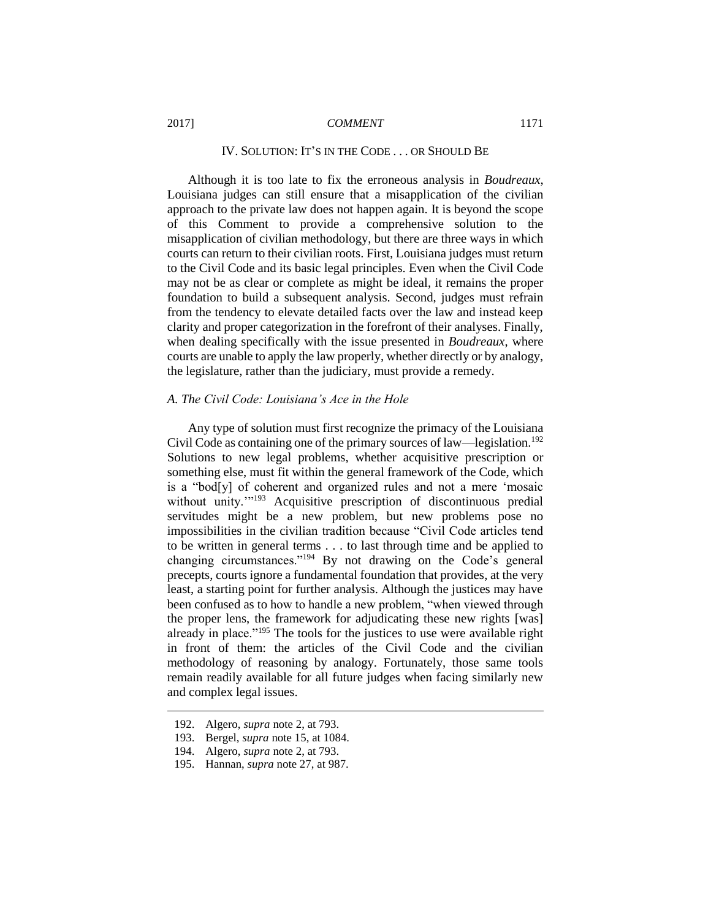## IV. SOLUTION: IT'S IN THE CODE . . . OR SHOULD BE

Although it is too late to fix the erroneous analysis in *Boudreaux*, Louisiana judges can still ensure that a misapplication of the civilian approach to the private law does not happen again. It is beyond the scope of this Comment to provide a comprehensive solution to the misapplication of civilian methodology, but there are three ways in which courts can return to their civilian roots. First, Louisiana judges must return to the Civil Code and its basic legal principles. Even when the Civil Code may not be as clear or complete as might be ideal, it remains the proper foundation to build a subsequent analysis. Second, judges must refrain from the tendency to elevate detailed facts over the law and instead keep clarity and proper categorization in the forefront of their analyses. Finally, when dealing specifically with the issue presented in *Boudreaux*, where courts are unable to apply the law properly, whether directly or by analogy, the legislature, rather than the judiciary, must provide a remedy.

### *A. The Civil Code: Louisiana's Ace in the Hole*

Any type of solution must first recognize the primacy of the Louisiana Civil Code as containing one of the primary sources of law—legislation.[192] Solutions to new legal problems, whether acquisitive prescription or something else, must fit within the general framework of the Code, which is a "bod[y] of coherent and organized rules and not a mere 'mosaic without unity.'"[193] Acquisitive prescription of discontinuous predial servitudes might be a new problem, but new problems pose no impossibilities in the civilian tradition because "Civil Code articles tend to be written in general terms . . . to last through time and be applied to changing circumstances."[194] By not drawing on the Code's general precepts, courts ignore a fundamental foundation that provides, at the very least, a starting point for further analysis. Although the justices may have been confused as to how to handle a new problem, "when viewed through the proper lens, the framework for adjudicating these new rights [was] already in place."[195] The tools for the justices to use were available right in front of them: the articles of the Civil Code and the civilian methodology of reasoning by analogy. Fortunately, those same tools remain readily available for all future judges when facing similarly new and complex legal issues.

---

192. Algero, *supra* note 2, at 793.
193. Bergel, *supra* note 15, at 1084.
194. Algero, *supra* note 2, at 793.
195. Hannan, *supra* note 27, at 987.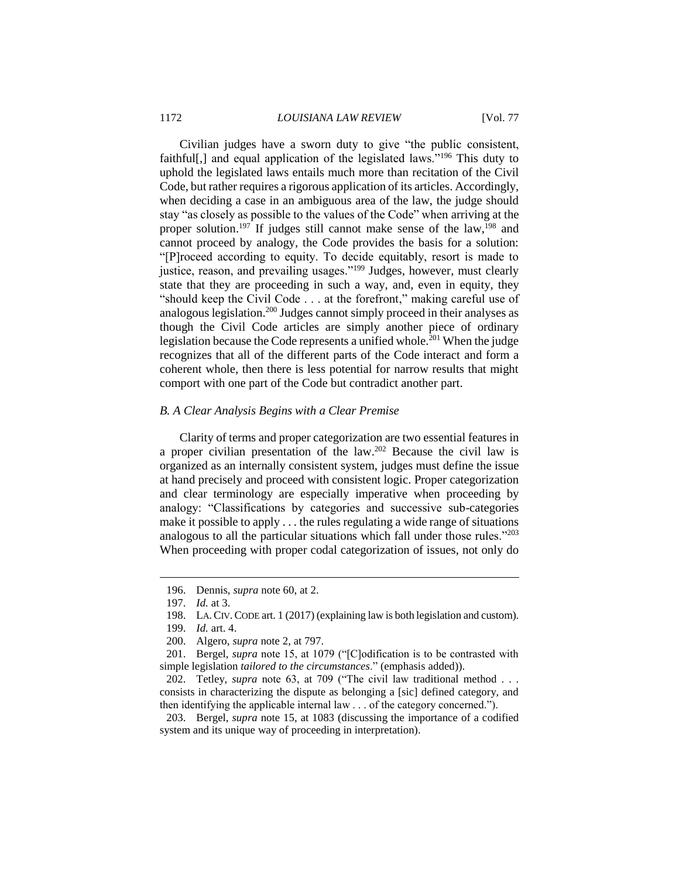Civilian judges have a sworn duty to give "the public consistent, faithful[,] and equal application of the legislated laws."[196] This duty to uphold the legislated laws entails much more than recitation of the Civil Code, but rather requires a rigorous application of its articles. Accordingly, when deciding a case in an ambiguous area of the law, the judge should stay "as closely as possible to the values of the Code" when arriving at the proper solution.[197] If judges still cannot make sense of the law,[198] and cannot proceed by analogy, the Code provides the basis for a solution: "[P]roceed according to equity. To decide equitably, resort is made to justice, reason, and prevailing usages."[199] Judges, however, must clearly state that they are proceeding in such a way, and, even in equity, they "should keep the Civil Code . . . at the forefront," making careful use of analogous legislation.[200] Judges cannot simply proceed in their analyses as though the Civil Code articles are simply another piece of ordinary legislation because the Code represents a unified whole.[201] When the judge recognizes that all of the different parts of the Code interact and form a coherent whole, then there is less potential for narrow results that might comport with one part of the Code but contradict another part.

### *B. A Clear Analysis Begins with a Clear Premise*

Clarity of terms and proper categorization are two essential features in a proper civilian presentation of the law.[202] Because the civil law is organized as an internally consistent system, judges must define the issue at hand precisely and proceed with consistent logic. Proper categorization and clear terminology are especially imperative when proceeding by analogy: "Classifications by categories and successive sub-categories make it possible to apply . . . the rules regulating a wide range of situations analogous to all the particular situations which fall under those rules."[203] When proceeding with proper codal categorization of issues, not only do

---

196. Dennis, *supra* note 60, at 2.

197. *Id.* at 3.

198. LA. CIV. CODE art. 1 (2017) (explaining law is both legislation and custom).

199. *Id.* art. 4.

200. Algero, *supra* note 2, at 797.

201. Bergel, *supra* note 15, at 1079 ("[C]odification is to be contrasted with simple legislation *tailored to the circumstances*." (emphasis added)).

202. Tetley, *supra* note 63, at 709 ("The civil law traditional method . . . consists in characterizing the dispute as belonging a [sic] defined category, and then identifying the applicable internal law . . . of the category concerned.").

203. Bergel, *supra* note 15, at 1083 (discussing the importance of a codified system and its unique way of proceeding in interpretation).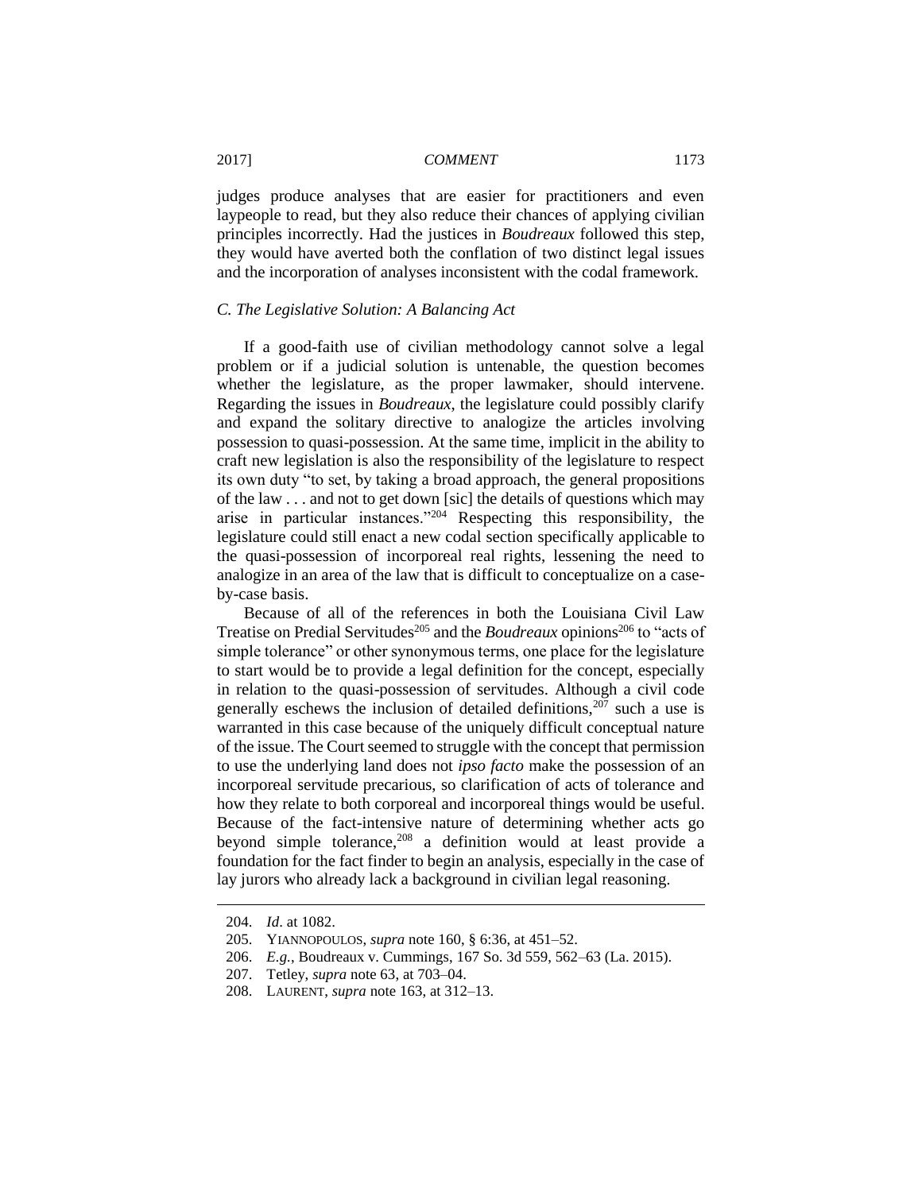judges produce analyses that are easier for practitioners and even laypeople to read, but they also reduce their chances of applying civilian principles incorrectly. Had the justices in *Boudreaux* followed this step, they would have averted both the conflation of two distinct legal issues and the incorporation of analyses inconsistent with the codal framework.

### *C. The Legislative Solution: A Balancing Act*

If a good-faith use of civilian methodology cannot solve a legal problem or if a judicial solution is untenable, the question becomes whether the legislature, as the proper lawmaker, should intervene. Regarding the issues in *Boudreaux*, the legislature could possibly clarify and expand the solitary directive to analogize the articles involving possession to quasi-possession. At the same time, implicit in the ability to craft new legislation is also the responsibility of the legislature to respect its own duty "to set, by taking a broad approach, the general propositions of the law . . . and not to get down [sic] the details of questions which may arise in particular instances."[204] Respecting this responsibility, the legislature could still enact a new codal section specifically applicable to the quasi-possession of incorporeal real rights, lessening the need to analogize in an area of the law that is difficult to conceptualize on a case-by-case basis.

Because of all of the references in both the Louisiana Civil Law Treatise on Predial Servitudes[205] and the *Boudreaux* opinions[206] to "acts of simple tolerance" or other synonymous terms, one place for the legislature to start would be to provide a legal definition for the concept, especially in relation to the quasi-possession of servitudes. Although a civil code generally eschews the inclusion of detailed definitions,[207] such a use is warranted in this case because of the uniquely difficult conceptual nature of the issue. The Court seemed to struggle with the concept that permission to use the underlying land does not *ipso facto* make the possession of an incorporeal servitude precarious, so clarification of acts of tolerance and how they relate to both corporeal and incorporeal things would be useful. Because of the fact-intensive nature of determining whether acts go beyond simple tolerance,[208] a definition would at least provide a foundation for the fact finder to begin an analysis, especially in the case of lay jurors who already lack a background in civilian legal reasoning.

---

204. *Id*. at 1082.

205. YIANNOPOULOS, *supra* note 160, § 6:36, at 451–52.

206. *E.g.*, Boudreaux v. Cummings, 167 So. 3d 559, 562–63 (La. 2015).

207. Tetley, *supra* note 63, at 703–04.

208. LAURENT, *supra* note 163, at 312–13.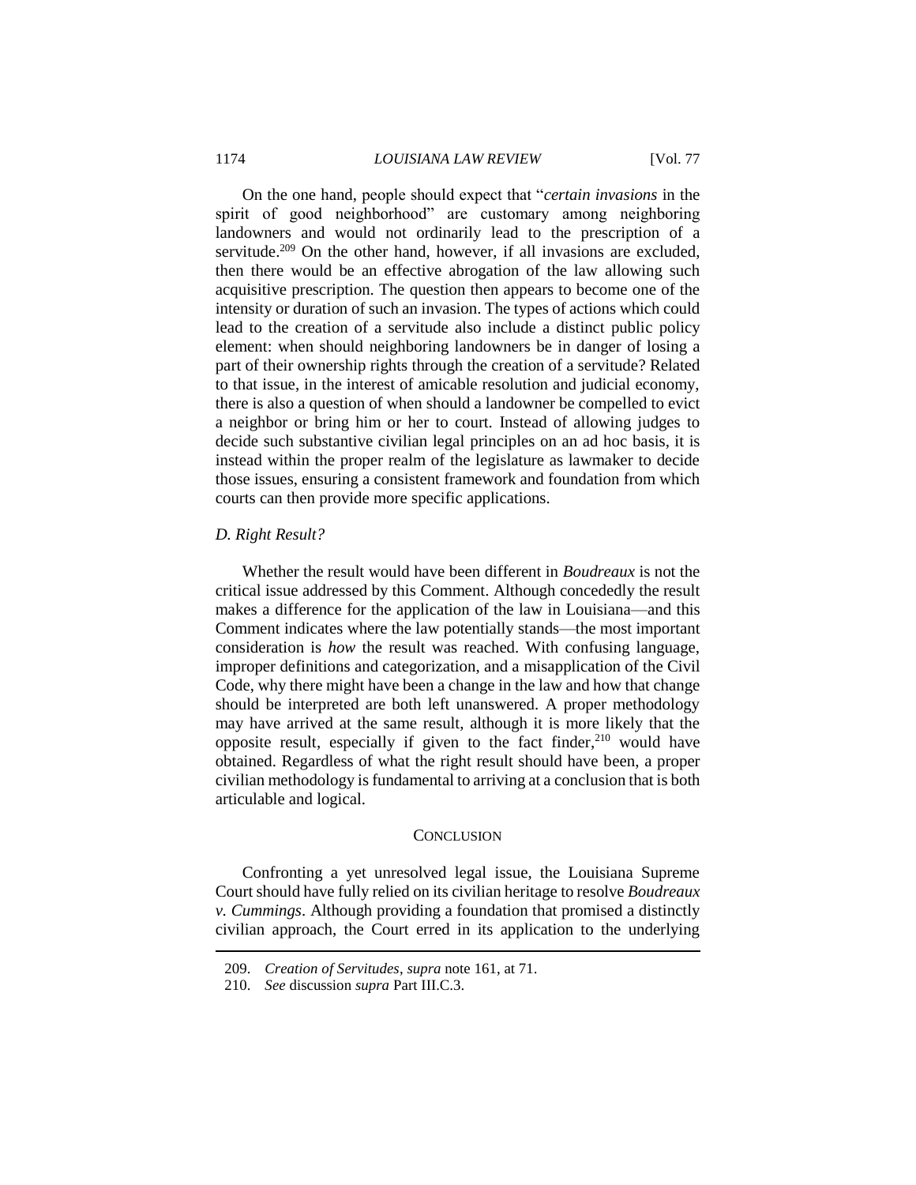On the one hand, people should expect that "*certain invasions* in the spirit of good neighborhood" are customary among neighboring landowners and would not ordinarily lead to the prescription of a servitude.[209] On the other hand, however, if all invasions are excluded, then there would be an effective abrogation of the law allowing such acquisitive prescription. The question then appears to become one of the intensity or duration of such an invasion. The types of actions which could lead to the creation of a servitude also include a distinct public policy element: when should neighboring landowners be in danger of losing a part of their ownership rights through the creation of a servitude? Related to that issue, in the interest of amicable resolution and judicial economy, there is also a question of when should a landowner be compelled to evict a neighbor or bring him or her to court. Instead of allowing judges to decide such substantive civilian legal principles on an ad hoc basis, it is instead within the proper realm of the legislature as lawmaker to decide those issues, ensuring a consistent framework and foundation from which courts can then provide more specific applications.

### *D. Right Result?*

Whether the result would have been different in *Boudreaux* is not the critical issue addressed by this Comment. Although concededly the result makes a difference for the application of the law in Louisiana—and this Comment indicates where the law potentially stands—the most important consideration is *how* the result was reached. With confusing language, improper definitions and categorization, and a misapplication of the Civil Code, why there might have been a change in the law and how that change should be interpreted are both left unanswered. A proper methodology may have arrived at the same result, although it is more likely that the opposite result, especially if given to the fact finder,[210] would have obtained. Regardless of what the right result should have been, a proper civilian methodology is fundamental to arriving at a conclusion that is both articulable and logical.

## CONCLUSION

Confronting a yet unresolved legal issue, the Louisiana Supreme Court should have fully relied on its civilian heritage to resolve *Boudreaux v. Cummings*. Although providing a foundation that promised a distinctly civilian approach, the Court erred in its application to the underlying

---

209. *Creation of Servitudes*, *supra* note 161, at 71.

210. *See* discussion *supra* Part III.C.3.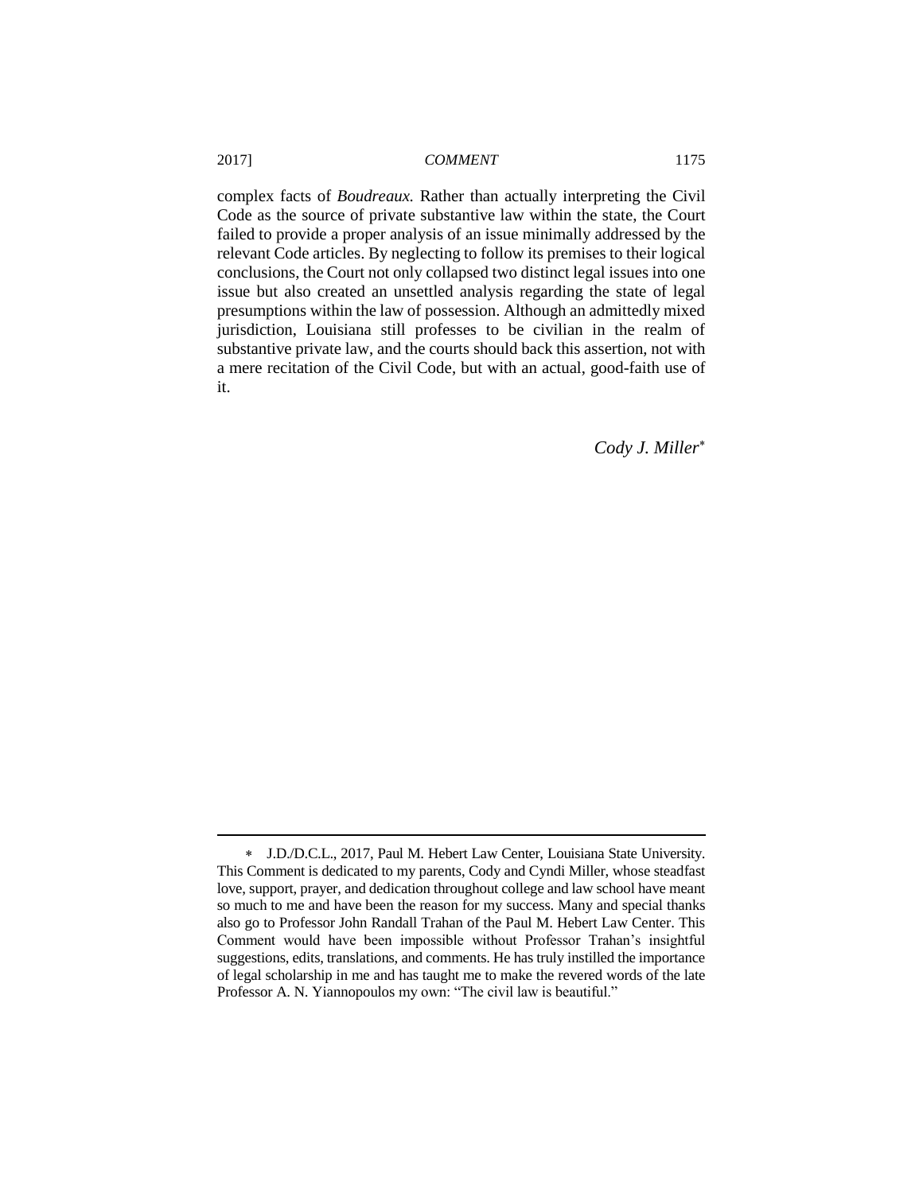complex facts of *Boudreaux.* Rather than actually interpreting the Civil Code as the source of private substantive law within the state, the Court failed to provide a proper analysis of an issue minimally addressed by the relevant Code articles. By neglecting to follow its premises to their logical conclusions, the Court not only collapsed two distinct legal issues into one issue but also created an unsettled analysis regarding the state of legal presumptions within the law of possession. Although an admittedly mixed jurisdiction, Louisiana still professes to be civilian in the realm of substantive private law, and the courts should back this assertion, not with a mere recitation of the Civil Code, but with an actual, good-faith use of it.

*Cody J. Miller*[*]

---

[*] J.D./D.C.L., 2017, Paul M. Hebert Law Center, Louisiana State University. This Comment is dedicated to my parents, Cody and Cyndi Miller, whose steadfast love, support, prayer, and dedication throughout college and law school have meant so much to me and have been the reason for my success. Many and special thanks also go to Professor John Randall Trahan of the Paul M. Hebert Law Center. This Comment would have been impossible without Professor Trahan's insightful suggestions, edits, translations, and comments. He has truly instilled the importance of legal scholarship in me and has taught me to make the revered words of the late Professor A. N. Yiannopoulos my own: "The civil law is beautiful."